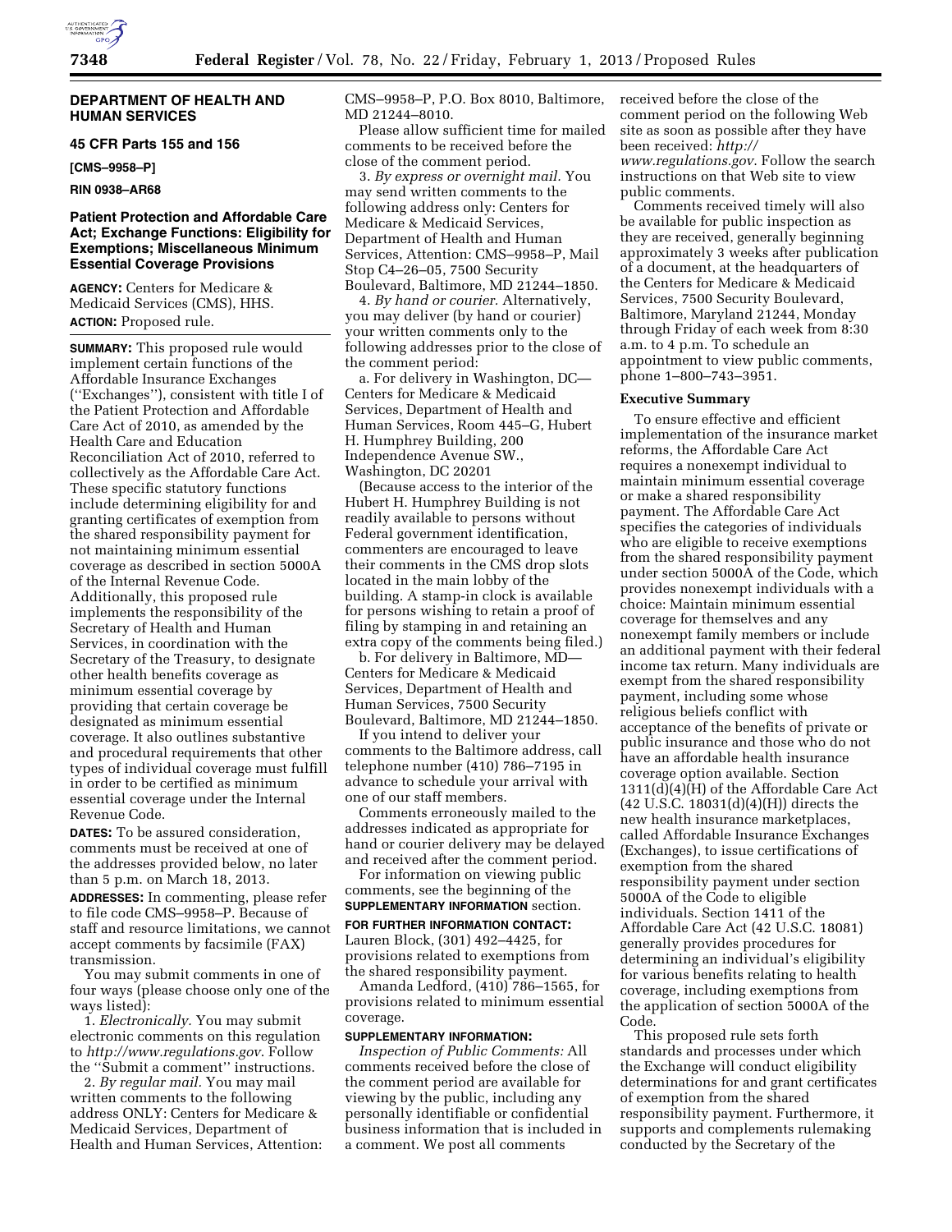## DEPARTMENT OF HEALTH AND HUMAN SERVICES

### 45 CFR Parts 155 and 156

**[CMS–9958–P]**

**RIN 0938–AR68**

### Patient Protection and Affordable Care Act; Exchange Functions: Eligibility for Exemptions; Miscellaneous Minimum Essential Coverage Provisions

**AGENCY:** Centers for Medicare & Medicaid Services (CMS), HHS.

**ACTION:** Proposed rule.

**SUMMARY:** This proposed rule would implement certain functions of the Affordable Insurance Exchanges (''Exchanges''), consistent with title I of the Patient Protection and Affordable Care Act of 2010, as amended by the Health Care and Education Reconciliation Act of 2010, referred to collectively as the Affordable Care Act. These specific statutory functions include determining eligibility for and granting certificates of exemption from the shared responsibility payment for not maintaining minimum essential coverage as described in section 5000A of the Internal Revenue Code. Additionally, this proposed rule implements the responsibility of the Secretary of Health and Human Services, in coordination with the Secretary of the Treasury, to designate other health benefits coverage as minimum essential coverage by providing that certain coverage be designated as minimum essential coverage. It also outlines substantive and procedural requirements that other types of individual coverage must fulfill in order to be certified as minimum essential coverage under the Internal Revenue Code.

**DATES:** To be assured consideration, comments must be received at one of the addresses provided below, no later than 5 p.m. on March 18, 2013.

**ADDRESSES:** In commenting, please refer to file code CMS–9958–P. Because of staff and resource limitations, we cannot accept comments by facsimile (FAX) transmission.

You may submit comments in one of four ways (please choose only one of the ways listed):

1. *Electronically.* You may submit electronic comments on this regulation to *http://www.regulations.gov*. Follow the ''Submit a comment'' instructions.

2. *By regular mail.* You may mail written comments to the following address ONLY: Centers for Medicare & Medicaid Services, Department of Health and Human Services, Attention: CMS–9958–P, P.O. Box 8010, Baltimore, MD 21244–8010.

Please allow sufficient time for mailed comments to be received before the close of the comment period.

3. *By express or overnight mail.* You may send written comments to the following address only: Centers for Medicare & Medicaid Services, Department of Health and Human Services, Attention: CMS–9958–P, Mail Stop C4–26–05, 7500 Security Boulevard, Baltimore, MD 21244–1850.

4. *By hand or courier.* Alternatively, you may deliver (by hand or courier) your written comments only to the following addresses prior to the close of the comment period:

a. For delivery in Washington, DC—Centers for Medicare & Medicaid Services, Department of Health and Human Services, Room 445–G, Hubert H. Humphrey Building, 200 Independence Avenue SW., Washington, DC 20201

(Because access to the interior of the Hubert H. Humphrey Building is not readily available to persons without Federal government identification, commenters are encouraged to leave their comments in the CMS drop slots located in the main lobby of the building. A stamp-in clock is available for persons wishing to retain a proof of filing by stamping in and retaining an extra copy of the comments being filed.)

b. For delivery in Baltimore, MD—Centers for Medicare & Medicaid Services, Department of Health and Human Services, 7500 Security Boulevard, Baltimore, MD 21244–1850.

If you intend to deliver your comments to the Baltimore address, call telephone number (410) 786–7195 in advance to schedule your arrival with one of our staff members.

Comments erroneously mailed to the addresses indicated as appropriate for hand or courier delivery may be delayed and received after the comment period.

For information on viewing public comments, see the beginning of the **SUPPLEMENTARY INFORMATION** section.

**FOR FURTHER INFORMATION CONTACT:** Lauren Block, (301) 492–4425, for provisions related to exemptions from the shared responsibility payment.

Amanda Ledford, (410) 786–1565, for provisions related to minimum essential coverage.

**SUPPLEMENTARY INFORMATION:**

*Inspection of Public Comments:* All comments received before the close of the comment period are available for viewing by the public, including any personally identifiable or confidential business information that is included in a comment. We post all comments received before the close of the comment period on the following Web site as soon as possible after they have been received: *http://www.regulations.gov*. Follow the search instructions on that Web site to view public comments.

Comments received timely will also be available for public inspection as they are received, generally beginning approximately 3 weeks after publication of a document, at the headquarters of the Centers for Medicare & Medicaid Services, 7500 Security Boulevard, Baltimore, Maryland 21244, Monday through Friday of each week from 8:30 a.m. to 4 p.m. To schedule an appointment to view public comments, phone 1–800–743–3951.

**Executive Summary**

To ensure effective and efficient implementation of the insurance market reforms, the Affordable Care Act requires a nonexempt individual to maintain minimum essential coverage or make a shared responsibility payment. The Affordable Care Act specifies the categories of individuals who are eligible to receive exemptions from the shared responsibility payment under section 5000A of the Code, which provides nonexempt individuals with a choice: Maintain minimum essential coverage for themselves and any nonexempt family members or include an additional payment with their federal income tax return. Many individuals are exempt from the shared responsibility payment, including some whose religious beliefs conflict with acceptance of the benefits of private or public insurance and those who do not have an affordable health insurance coverage option available. Section 1311(d)(4)(H) of the Affordable Care Act (42 U.S.C. 18031(d)(4)(H)) directs the new health insurance marketplaces, called Affordable Insurance Exchanges (Exchanges), to issue certifications of exemption from the shared responsibility payment under section 5000A of the Code to eligible individuals. Section 1411 of the Affordable Care Act (42 U.S.C. 18081) generally provides procedures for determining an individual's eligibility for various benefits relating to health coverage, including exemptions from the application of section 5000A of the Code.

This proposed rule sets forth standards and processes under which the Exchange will conduct eligibility determinations for and grant certificates of exemption from the shared responsibility payment. Furthermore, it supports and complements rulemaking conducted by the Secretary of the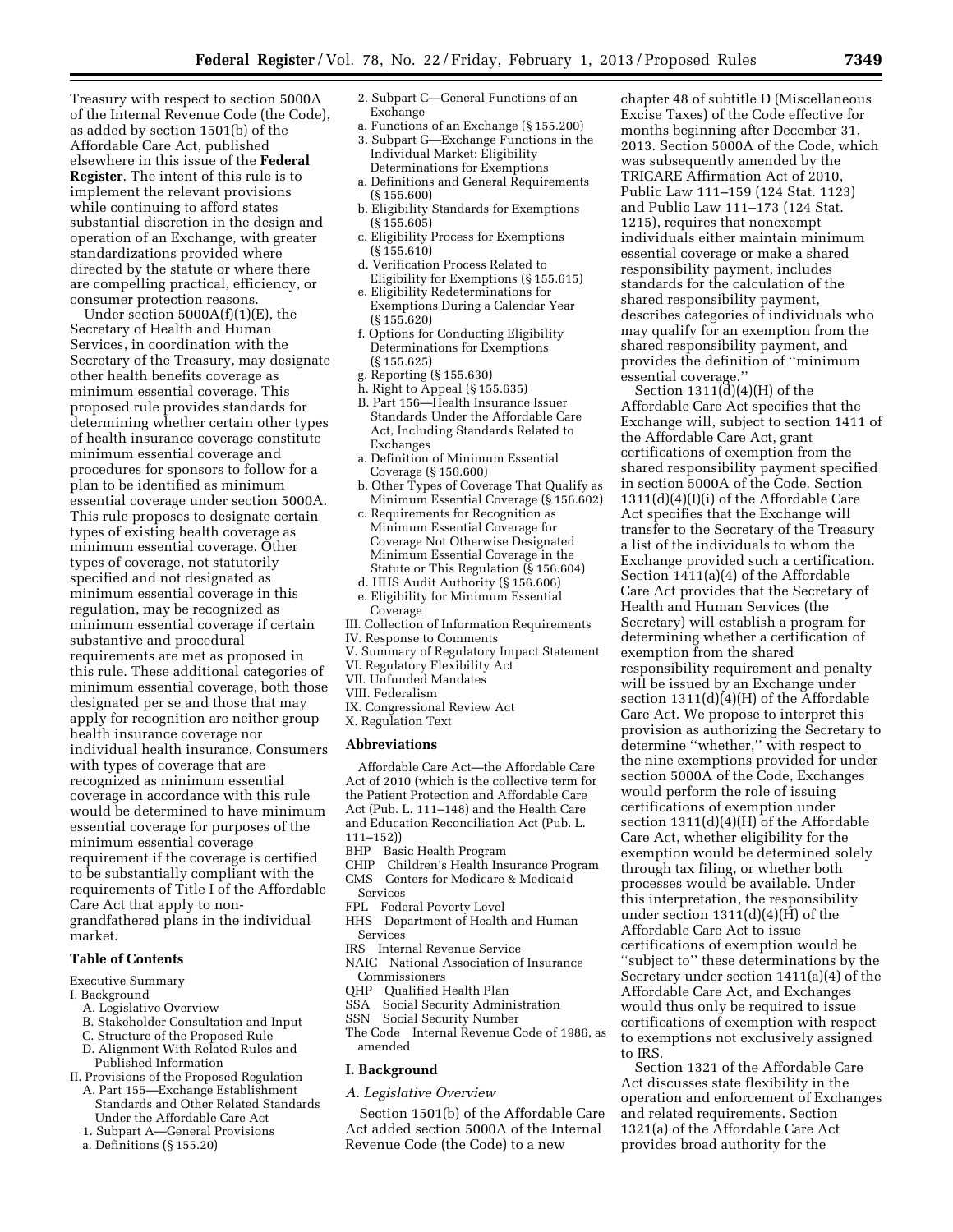Treasury with respect to section 5000A of the Internal Revenue Code (the Code), as added by section 1501(b) of the Affordable Care Act, published elsewhere in this issue of the **Federal Register**. The intent of this rule is to implement the relevant provisions while continuing to afford states substantial discretion in the design and operation of an Exchange, with greater standardizations provided where directed by the statute or where there are compelling practical, efficiency, or consumer protection reasons.

Under section 5000A(f)(1)(E), the Secretary of Health and Human Services, in coordination with the Secretary of the Treasury, may designate other health benefits coverage as minimum essential coverage. This proposed rule provides standards for determining whether certain other types of health insurance coverage constitute minimum essential coverage and procedures for sponsors to follow for a plan to be identified as minimum essential coverage under section 5000A. This rule proposes to designate certain types of existing health coverage as minimum essential coverage. Other types of coverage, not statutorily specified and not designated as minimum essential coverage in this regulation, may be recognized as minimum essential coverage if certain substantive and procedural requirements are met as proposed in this rule. These additional categories of minimum essential coverage, both those designated per se and those that may apply for recognition are neither group health insurance coverage nor individual health insurance. Consumers with types of coverage that are recognized as minimum essential coverage in accordance with this rule would be determined to have minimum essential coverage for purposes of the minimum essential coverage requirement if the coverage is certified to be substantially compliant with the requirements of Title I of the Affordable Care Act that apply to non-grandfathered plans in the individual market.

### Table of Contents

Executive Summary
- I. Background
  - A. Legislative Overview
  - B. Stakeholder Consultation and Input
  - C. Structure of the Proposed Rule
  - D. Alignment With Related Rules and Published Information
- II. Provisions of the Proposed Regulation
  - A. Part 155—Exchange Establishment Standards and Other Related Standards Under the Affordable Care Act
  - 1. Subpart A—General Provisions
    - a. Definitions (§ 155.20)
  - 2. Subpart C—General Functions of an Exchange
    - a. Functions of an Exchange (§ 155.200)
  - 3. Subpart G—Exchange Functions in the Individual Market: Eligibility Determinations for Exemptions
    - a. Definitions and General Requirements (§ 155.600)
    - b. Eligibility Standards for Exemptions (§ 155.605)
    - c. Eligibility Process for Exemptions (§ 155.610)
    - d. Verification Process Related to Eligibility for Exemptions (§ 155.615)
    - e. Eligibility Redeterminations for Exemptions During a Calendar Year (§ 155.620)
    - f. Options for Conducting Eligibility Determinations for Exemptions (§ 155.625)
    - g. Reporting (§ 155.630)
    - h. Right to Appeal (§ 155.635)
  - B. Part 156—Health Insurance Issuer Standards Under the Affordable Care Act, Including Standards Related to Exchanges
    - a. Definition of Minimum Essential Coverage (§ 156.600)
    - b. Other Types of Coverage That Qualify as Minimum Essential Coverage (§ 156.602)
    - c. Requirements for Recognition as Minimum Essential Coverage for Coverage Not Otherwise Designated Minimum Essential Coverage in the Statute or This Regulation (§ 156.604)
    - d. HHS Audit Authority (§ 156.606)
    - e. Eligibility for Minimum Essential Coverage
- III. Collection of Information Requirements
- IV. Response to Comments
- V. Summary of Regulatory Impact Statement
- VI. Regulatory Flexibility Act
- VII. Unfunded Mandates
- VIII. Federalism
- IX. Congressional Review Act
- X. Regulation Text

### Abbreviations

Affordable Care Act—the Affordable Care Act of 2010 (which is the collective term for the Patient Protection and Affordable Care Act (Pub. L. 111–148) and the Health Care and Education Reconciliation Act (Pub. L. 111–152))
BHP Basic Health Program
CHIP Children's Health Insurance Program
CMS Centers for Medicare & Medicaid Services
FPL Federal Poverty Level
HHS Department of Health and Human Services
IRS Internal Revenue Service
NAIC National Association of Insurance Commissioners
QHP Qualified Health Plan
SSA Social Security Administration
SSN Social Security Number
The Code Internal Revenue Code of 1986, as amended

## I. Background

### *A. Legislative Overview*

Section 1501(b) of the Affordable Care Act added section 5000A of the Internal Revenue Code (the Code) to a new chapter 48 of subtitle D (Miscellaneous Excise Taxes) of the Code effective for months beginning after December 31, 2013. Section 5000A of the Code, which was subsequently amended by the TRICARE Affirmation Act of 2010, Public Law 111–159 (124 Stat. 1123) and Public Law 111–173 (124 Stat. 1215), requires that nonexempt individuals either maintain minimum essential coverage or make a shared responsibility payment, includes standards for the calculation of the shared responsibility payment, describes categories of individuals who may qualify for an exemption from the shared responsibility payment, and provides the definition of ''minimum essential coverage.''

Section 1311(d)(4)(H) of the Affordable Care Act specifies that the Exchange will, subject to section 1411 of the Affordable Care Act, grant certifications of exemption from the shared responsibility payment specified in section 5000A of the Code. Section 1311(d)(4)(I)(i) of the Affordable Care Act specifies that the Exchange will transfer to the Secretary of the Treasury a list of the individuals to whom the Exchange provided such a certification. Section 1411(a)(4) of the Affordable Care Act provides that the Secretary of Health and Human Services (the Secretary) will establish a program for determining whether a certification of exemption from the shared responsibility requirement and penalty will be issued by an Exchange under section 1311(d)(4)(H) of the Affordable Care Act. We propose to interpret this provision as authorizing the Secretary to determine ''whether,'' with respect to the nine exemptions provided for under section 5000A of the Code, Exchanges would perform the role of issuing certifications of exemption under section 1311(d)(4)(H) of the Affordable Care Act, whether eligibility for the exemption would be determined solely through tax filing, or whether both processes would be available. Under this interpretation, the responsibility under section 1311(d)(4)(H) of the Affordable Care Act to issue certifications of exemption would be ''subject to'' these determinations by the Secretary under section 1411(a)(4) of the Affordable Care Act, and Exchanges would thus only be required to issue certifications of exemption with respect to exemptions not exclusively assigned to IRS.

Section 1321 of the Affordable Care Act discusses state flexibility in the operation and enforcement of Exchanges and related requirements. Section 1321(a) of the Affordable Care Act provides broad authority for the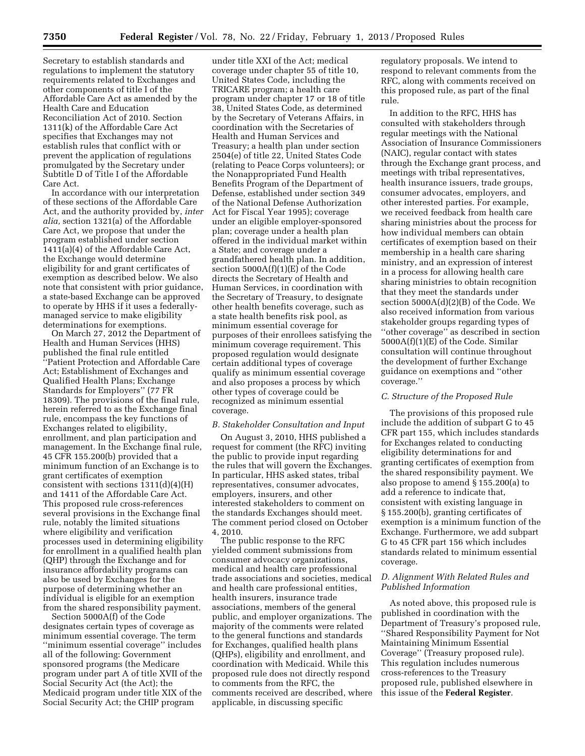Secretary to establish standards and regulations to implement the statutory requirements related to Exchanges and other components of title I of the Affordable Care Act as amended by the Health Care and Education Reconciliation Act of 2010. Section 1311(k) of the Affordable Care Act specifies that Exchanges may not establish rules that conflict with or prevent the application of regulations promulgated by the Secretary under Subtitle D of Title I of the Affordable Care Act.

In accordance with our interpretation of these sections of the Affordable Care Act, and the authority provided by, *inter alia,* section 1321(a) of the Affordable Care Act, we propose that under the program established under section 1411(a)(4) of the Affordable Care Act, the Exchange would determine eligibility for and grant certificates of exemption as described below. We also note that consistent with prior guidance, a state-based Exchange can be approved to operate by HHS if it uses a federally-managed service to make eligibility determinations for exemptions.

On March 27, 2012 the Department of Health and Human Services (HHS) published the final rule entitled ''Patient Protection and Affordable Care Act; Establishment of Exchanges and Qualified Health Plans; Exchange Standards for Employers'' (77 FR 18309). The provisions of the final rule, herein referred to as the Exchange final rule, encompass the key functions of Exchanges related to eligibility, enrollment, and plan participation and management. In the Exchange final rule, 45 CFR 155.200(b) provided that a minimum function of an Exchange is to grant certificates of exemption consistent with sections 1311(d)(4)(H) and 1411 of the Affordable Care Act. This proposed rule cross-references several provisions in the Exchange final rule, notably the limited situations where eligibility and verification processes used in determining eligibility for enrollment in a qualified health plan (QHP) through the Exchange and for insurance affordability programs can also be used by Exchanges for the purpose of determining whether an individual is eligible for an exemption from the shared responsibility payment.

Section 5000A(f) of the Code designates certain types of coverage as minimum essential coverage. The term ''minimum essential coverage'' includes all of the following: Government sponsored programs (the Medicare program under part A of title XVII of the Social Security Act (the Act); the Medicaid program under title XIX of the Social Security Act; the CHIP program under title XXI of the Act; medical coverage under chapter 55 of title 10, United States Code, including the TRICARE program; a health care program under chapter 17 or 18 of title 38, United States Code, as determined by the Secretary of Veterans Affairs, in coordination with the Secretaries of Health and Human Services and Treasury; a health plan under section 2504(e) of title 22, United States Code (relating to Peace Corps volunteers); or the Nonappropriated Fund Health Benefits Program of the Department of Defense, established under section 349 of the National Defense Authorization Act for Fiscal Year 1995); coverage under an eligible employer-sponsored plan; coverage under a health plan offered in the individual market within a State; and coverage under a grandfathered health plan. In addition, section 5000A(f)(1)(E) of the Code directs the Secretary of Health and Human Services, in coordination with the Secretary of Treasury, to designate other health benefits coverage, such as a state health benefits risk pool, as minimum essential coverage for purposes of their enrollees satisfying the minimum coverage requirement. This proposed regulation would designate certain additional types of coverage qualify as minimum essential coverage and also proposes a process by which other types of coverage could be recognized as minimum essential coverage.

### *B. Stakeholder Consultation and Input*

On August 3, 2010, HHS published a request for comment (the RFC) inviting the public to provide input regarding the rules that will govern the Exchanges. In particular, HHS asked states, tribal representatives, consumer advocates, employers, insurers, and other interested stakeholders to comment on the standards Exchanges should meet. The comment period closed on October 4, 2010.

The public response to the RFC yielded comment submissions from consumer advocacy organizations, medical and health care professional trade associations and societies, medical and health care professional entities, health insurers, insurance trade associations, members of the general public, and employer organizations. The majority of the comments were related to the general functions and standards for Exchanges, qualified health plans (QHPs), eligibility and enrollment, and coordination with Medicaid. While this proposed rule does not directly respond to comments from the RFC, the comments received are described, where applicable, in discussing specific regulatory proposals. We intend to respond to relevant comments from the RFC, along with comments received on this proposed rule, as part of the final rule.

In addition to the RFC, HHS has consulted with stakeholders through regular meetings with the National Association of Insurance Commissioners (NAIC), regular contact with states through the Exchange grant process, and meetings with tribal representatives, health insurance issuers, trade groups, consumer advocates, employers, and other interested parties. For example, we received feedback from health care sharing ministries about the process for how individual members can obtain certificates of exemption based on their membership in a health care sharing ministry, and an expression of interest in a process for allowing health care sharing ministries to obtain recognition that they meet the standards under section 5000A(d)(2)(B) of the Code. We also received information from various stakeholder groups regarding types of ''other coverage'' as described in section 5000A(f)(1)(E) of the Code. Similar consultation will continue throughout the development of further Exchange guidance on exemptions and ''other coverage.''

### *C. Structure of the Proposed Rule*

The provisions of this proposed rule include the addition of subpart G to 45 CFR part 155, which includes standards for Exchanges related to conducting eligibility determinations for and granting certificates of exemption from the shared responsibility payment. We also propose to amend § 155.200(a) to add a reference to indicate that, consistent with existing language in § 155.200(b), granting certificates of exemption is a minimum function of the Exchange. Furthermore, we add subpart G to 45 CFR part 156 which includes standards related to minimum essential coverage.

### *D. Alignment With Related Rules and Published Information*

As noted above, this proposed rule is published in coordination with the Department of Treasury's proposed rule, ''Shared Responsibility Payment for Not Maintaining Minimum Essential Coverage'' (Treasury proposed rule). This regulation includes numerous cross-references to the Treasury proposed rule, published elsewhere in this issue of the **Federal Register**.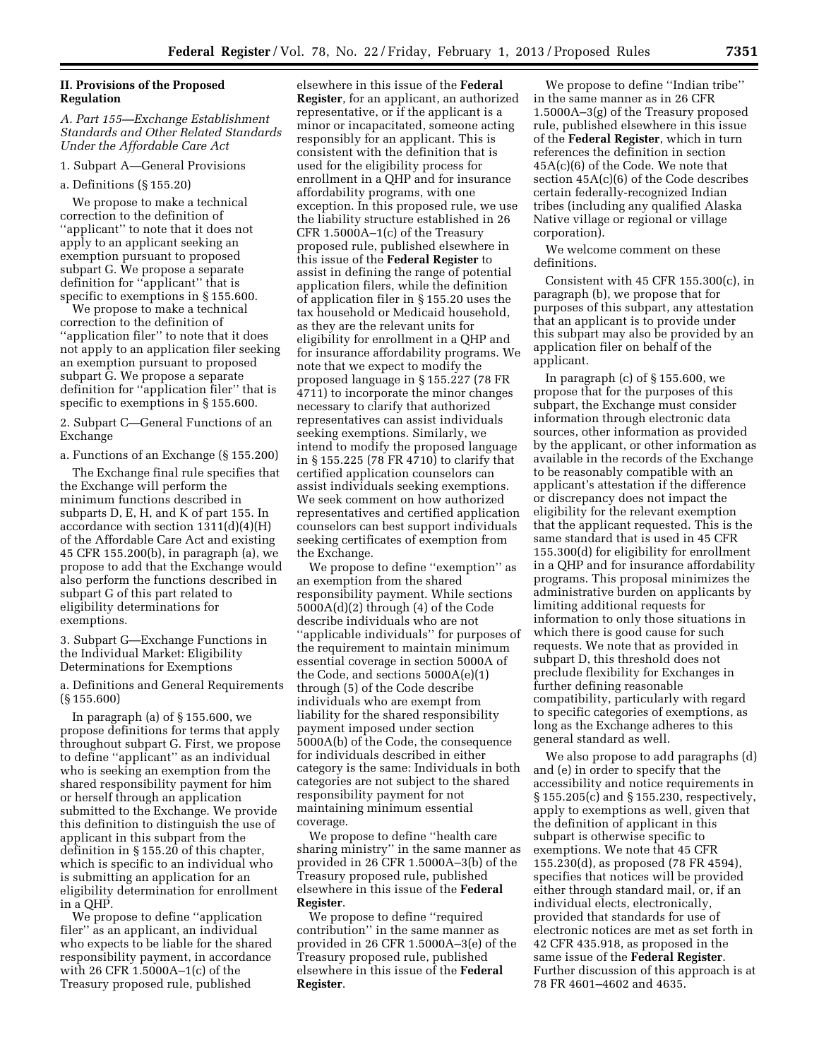## II. Provisions of the Proposed Regulation

### *A. Part 155—Exchange Establishment Standards and Other Related Standards Under the Affordable Care Act*

1. Subpart A—General Provisions

a. Definitions (§ 155.20)

We propose to make a technical correction to the definition of ''applicant'' to note that it does not apply to an applicant seeking an exemption pursuant to proposed subpart G. We propose a separate definition for ''applicant'' that is specific to exemptions in § 155.600.

We propose to make a technical correction to the definition of ''application filer'' to note that it does not apply to an application filer seeking an exemption pursuant to proposed subpart G. We propose a separate definition for ''application filer'' that is specific to exemptions in § 155.600.

2. Subpart C—General Functions of an Exchange

a. Functions of an Exchange (§ 155.200)

The Exchange final rule specifies that the Exchange will perform the minimum functions described in subparts D, E, H, and K of part 155. In accordance with section 1311(d)(4)(H) of the Affordable Care Act and existing 45 CFR 155.200(b), in paragraph (a), we propose to add that the Exchange would also perform the functions described in subpart G of this part related to eligibility determinations for exemptions.

3. Subpart G—Exchange Functions in the Individual Market: Eligibility Determinations for Exemptions

a. Definitions and General Requirements (§ 155.600)

In paragraph (a) of § 155.600, we propose definitions for terms that apply throughout subpart G. First, we propose to define ''applicant'' as an individual who is seeking an exemption from the shared responsibility payment for him or herself through an application submitted to the Exchange. We provide this definition to distinguish the use of applicant in this subpart from the definition in § 155.20 of this chapter, which is specific to an individual who is submitting an application for an eligibility determination for enrollment in a QHP.

We propose to define ''application filer'' as an applicant, an individual who expects to be liable for the shared responsibility payment, in accordance with 26 CFR 1.5000A–1(c) of the Treasury proposed rule, published elsewhere in this issue of the **Federal Register**, for an applicant, an authorized representative, or if the applicant is a minor or incapacitated, someone acting responsibly for an applicant. This is consistent with the definition that is used for the eligibility process for enrollment in a QHP and for insurance affordability programs, with one exception. In this proposed rule, we use the liability structure established in 26 CFR 1.5000A–1(c) of the Treasury proposed rule, published elsewhere in this issue of the **Federal Register** to assist in defining the range of potential application filers, while the definition of application filer in § 155.20 uses the tax household or Medicaid household, as they are the relevant units for eligibility for enrollment in a QHP and for insurance affordability programs. We note that we expect to modify the proposed language in § 155.227 (78 FR 4711) to incorporate the minor changes necessary to clarify that authorized representatives can assist individuals seeking exemptions. Similarly, we intend to modify the proposed language in § 155.225 (78 FR 4710) to clarify that certified application counselors can assist individuals seeking exemptions. We seek comment on how authorized representatives and certified application counselors can best support individuals seeking certificates of exemption from the Exchange.

We propose to define ''exemption'' as an exemption from the shared responsibility payment. While sections 5000A(d)(2) through (4) of the Code describe individuals who are not ''applicable individuals'' for purposes of the requirement to maintain minimum essential coverage in section 5000A of the Code, and sections 5000A(e)(1) through (5) of the Code describe individuals who are exempt from liability for the shared responsibility payment imposed under section 5000A(b) of the Code, the consequence for individuals described in either category is the same: Individuals in both categories are not subject to the shared responsibility payment for not maintaining minimum essential coverage.

We propose to define ''health care sharing ministry'' in the same manner as provided in 26 CFR 1.5000A–3(b) of the Treasury proposed rule, published elsewhere in this issue of the **Federal Register**.

We propose to define ''required contribution'' in the same manner as provided in 26 CFR 1.5000A–3(e) of the Treasury proposed rule, published elsewhere in this issue of the **Federal Register**.

We propose to define ''Indian tribe'' in the same manner as in 26 CFR 1.5000A–3(g) of the Treasury proposed rule, published elsewhere in this issue of the **Federal Register**, which in turn references the definition in section 45A(c)(6) of the Code. We note that section 45A(c)(6) of the Code describes certain federally-recognized Indian tribes (including any qualified Alaska Native village or regional or village corporation).

We welcome comment on these definitions.

Consistent with 45 CFR 155.300(c), in paragraph (b), we propose that for purposes of this subpart, any attestation that an applicant is to provide under this subpart may also be provided by an application filer on behalf of the applicant.

In paragraph (c) of § 155.600, we propose that for the purposes of this subpart, the Exchange must consider information through electronic data sources, other information as provided by the applicant, or other information as available in the records of the Exchange to be reasonably compatible with an applicant's attestation if the difference or discrepancy does not impact the eligibility for the relevant exemption that the applicant requested. This is the same standard that is used in 45 CFR 155.300(d) for eligibility for enrollment in a QHP and for insurance affordability programs. This proposal minimizes the administrative burden on applicants by limiting additional requests for information to only those situations in which there is good cause for such requests. We note that as provided in subpart D, this threshold does not preclude flexibility for Exchanges in further defining reasonable compatibility, particularly with regard to specific categories of exemptions, as long as the Exchange adheres to this general standard as well.

We also propose to add paragraphs (d) and (e) in order to specify that the accessibility and notice requirements in § 155.205(c) and § 155.230, respectively, apply to exemptions as well, given that the definition of applicant in this subpart is otherwise specific to exemptions. We note that 45 CFR 155.230(d), as proposed (78 FR 4594), specifies that notices will be provided either through standard mail, or, if an individual elects, electronically, provided that standards for use of electronic notices are met as set forth in 42 CFR 435.918, as proposed in the same issue of the **Federal Register**. Further discussion of this approach is at 78 FR 4601–4602 and 4635.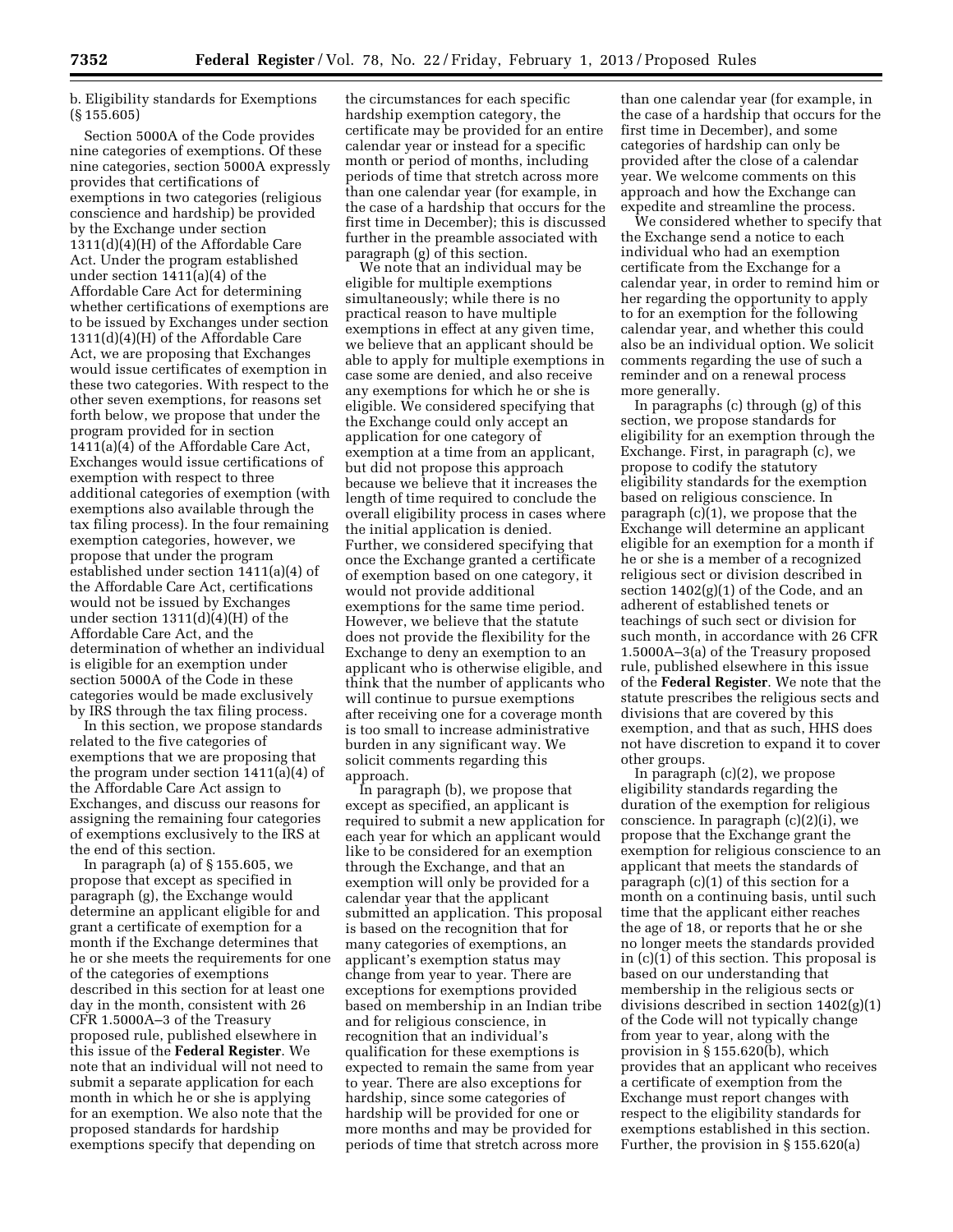b. Eligibility standards for Exemptions (§ 155.605)

Section 5000A of the Code provides nine categories of exemptions. Of these nine categories, section 5000A expressly provides that certifications of exemptions in two categories (religious conscience and hardship) be provided by the Exchange under section 1311(d)(4)(H) of the Affordable Care Act. Under the program established under section 1411(a)(4) of the Affordable Care Act for determining whether certifications of exemptions are to be issued by Exchanges under section 1311(d)(4)(H) of the Affordable Care Act, we are proposing that Exchanges would issue certificates of exemption in these two categories. With respect to the other seven exemptions, for reasons set forth below, we propose that under the program provided for in section 1411(a)(4) of the Affordable Care Act, Exchanges would issue certifications of exemption with respect to three additional categories of exemption (with exemptions also available through the tax filing process). In the four remaining exemption categories, however, we propose that under the program established under section 1411(a)(4) of the Affordable Care Act, certifications would not be issued by Exchanges under section 1311(d)(4)(H) of the Affordable Care Act, and the determination of whether an individual is eligible for an exemption under section 5000A of the Code in these categories would be made exclusively by IRS through the tax filing process.

In this section, we propose standards related to the five categories of exemptions that we are proposing that the program under section 1411(a)(4) of the Affordable Care Act assign to Exchanges, and discuss our reasons for assigning the remaining four categories of exemptions exclusively to the IRS at the end of this section.

In paragraph (a) of § 155.605, we propose that except as specified in paragraph (g), the Exchange would determine an applicant eligible for and grant a certificate of exemption for a month if the Exchange determines that he or she meets the requirements for one of the categories of exemptions described in this section for at least one day in the month, consistent with 26 CFR 1.5000A–3 of the Treasury proposed rule, published elsewhere in this issue of the **Federal Register**. We note that an individual will not need to submit a separate application for each month in which he or she is applying for an exemption. We also note that the proposed standards for hardship exemptions specify that depending on the circumstances for each specific hardship exemption category, the certificate may be provided for an entire calendar year or instead for a specific month or period of months, including periods of time that stretch across more than one calendar year (for example, in the case of a hardship that occurs for the first time in December); this is discussed further in the preamble associated with paragraph (g) of this section.

We note that an individual may be eligible for multiple exemptions simultaneously; while there is no practical reason to have multiple exemptions in effect at any given time, we believe that an applicant should be able to apply for multiple exemptions in case some are denied, and also receive any exemptions for which he or she is eligible. We considered specifying that the Exchange could only accept an application for one category of exemption at a time from an applicant, but did not propose this approach because we believe that it increases the length of time required to conclude the overall eligibility process in cases where the initial application is denied. Further, we considered specifying that once the Exchange granted a certificate of exemption based on one category, it would not provide additional exemptions for the same time period. However, we believe that the statute does not provide the flexibility for the Exchange to deny an exemption to an applicant who is otherwise eligible, and think that the number of applicants who will continue to pursue exemptions after receiving one for a coverage month is too small to increase administrative burden in any significant way. We solicit comments regarding this approach.

In paragraph (b), we propose that except as specified, an applicant is required to submit a new application for each year for which an applicant would like to be considered for an exemption through the Exchange, and that an exemption will only be provided for a calendar year that the applicant submitted an application. This proposal is based on the recognition that for many categories of exemptions, an applicant's exemption status may change from year to year. There are exceptions for exemptions provided based on membership in an Indian tribe and for religious conscience, in recognition that an individual's qualification for these exemptions is expected to remain the same from year to year. There are also exceptions for hardship, since some categories of hardship will be provided for one or more months and may be provided for periods of time that stretch across more than one calendar year (for example, in the case of a hardship that occurs for the first time in December), and some categories of hardship can only be provided after the close of a calendar year. We welcome comments on this approach and how the Exchange can expedite and streamline the process.

We considered whether to specify that the Exchange send a notice to each individual who had an exemption certificate from the Exchange for a calendar year, in order to remind him or her regarding the opportunity to apply to for an exemption for the following calendar year, and whether this could also be an individual option. We solicit comments regarding the use of such a reminder and on a renewal process more generally.

In paragraphs (c) through (g) of this section, we propose standards for eligibility for an exemption through the Exchange. First, in paragraph (c), we propose to codify the statutory eligibility standards for the exemption based on religious conscience. In paragraph (c)(1), we propose that the Exchange will determine an applicant eligible for an exemption for a month if he or she is a member of a recognized religious sect or division described in section 1402(g)(1) of the Code, and an adherent of established tenets or teachings of such sect or division for such month, in accordance with 26 CFR 1.5000A–3(a) of the Treasury proposed rule, published elsewhere in this issue of the **Federal Register**. We note that the statute prescribes the religious sects and divisions that are covered by this exemption, and that as such, HHS does not have discretion to expand it to cover other groups.

In paragraph (c)(2), we propose eligibility standards regarding the duration of the exemption for religious conscience. In paragraph (c)(2)(i), we propose that the Exchange grant the exemption for religious conscience to an applicant that meets the standards of paragraph (c)(1) of this section for a month on a continuing basis, until such time that the applicant either reaches the age of 18, or reports that he or she no longer meets the standards provided in (c)(1) of this section. This proposal is based on our understanding that membership in the religious sects or divisions described in section 1402(g)(1) of the Code will not typically change from year to year, along with the provision in § 155.620(b), which provides that an applicant who receives a certificate of exemption from the Exchange must report changes with respect to the eligibility standards for exemptions established in this section. Further, the provision in § 155.620(a)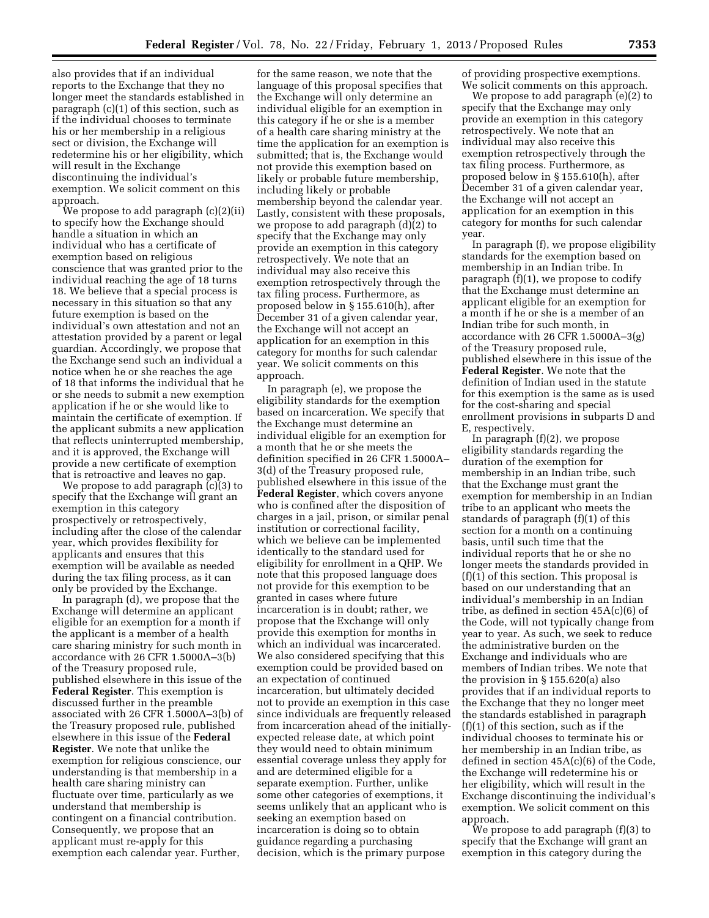also provides that if an individual reports to the Exchange that they no longer meet the standards established in paragraph (c)(1) of this section, such as if the individual chooses to terminate his or her membership in a religious sect or division, the Exchange will redetermine his or her eligibility, which will result in the Exchange discontinuing the individual's exemption. We solicit comment on this approach.

We propose to add paragraph (c)(2)(ii) to specify how the Exchange should handle a situation in which an individual who has a certificate of exemption based on religious conscience that was granted prior to the individual reaching the age of 18 turns 18. We believe that a special process is necessary in this situation so that any future exemption is based on the individual's own attestation and not an attestation provided by a parent or legal guardian. Accordingly, we propose that the Exchange send such an individual a notice when he or she reaches the age of 18 that informs the individual that he or she needs to submit a new exemption application if he or she would like to maintain the certificate of exemption. If the applicant submits a new application that reflects uninterrupted membership, and it is approved, the Exchange will provide a new certificate of exemption that is retroactive and leaves no gap.

We propose to add paragraph (c)(3) to specify that the Exchange will grant an exemption in this category prospectively or retrospectively, including after the close of the calendar year, which provides flexibility for applicants and ensures that this exemption will be available as needed during the tax filing process, as it can only be provided by the Exchange.

In paragraph (d), we propose that the Exchange will determine an applicant eligible for an exemption for a month if the applicant is a member of a health care sharing ministry for such month in accordance with 26 CFR 1.5000A–3(b) of the Treasury proposed rule, published elsewhere in this issue of the **Federal Register**. This exemption is discussed further in the preamble associated with 26 CFR 1.5000A–3(b) of the Treasury proposed rule, published elsewhere in this issue of the **Federal Register**. We note that unlike the exemption for religious conscience, our understanding is that membership in a health care sharing ministry can fluctuate over time, particularly as we understand that membership is contingent on a financial contribution. Consequently, we propose that an applicant must re-apply for this exemption each calendar year. Further, for the same reason, we note that the language of this proposal specifies that the Exchange will only determine an individual eligible for an exemption in this category if he or she is a member of a health care sharing ministry at the time the application for an exemption is submitted; that is, the Exchange would not provide this exemption based on likely or probable future membership, including likely or probable membership beyond the calendar year. Lastly, consistent with these proposals, we propose to add paragraph (d)(2) to specify that the Exchange may only provide an exemption in this category retrospectively. We note that an individual may also receive this exemption retrospectively through the tax filing process. Furthermore, as proposed below in § 155.610(h), after December 31 of a given calendar year, the Exchange will not accept an application for an exemption in this category for months for such calendar year. We solicit comments on this approach.

In paragraph (e), we propose the eligibility standards for the exemption based on incarceration. We specify that the Exchange must determine an individual eligible for an exemption for a month that he or she meets the definition specified in 26 CFR 1.5000A–3(d) of the Treasury proposed rule, published elsewhere in this issue of the **Federal Register**, which covers anyone who is confined after the disposition of charges in a jail, prison, or similar penal institution or correctional facility, which we believe can be implemented identically to the standard used for eligibility for enrollment in a QHP. We note that this proposed language does not provide for this exemption to be granted in cases where future incarceration is in doubt; rather, we propose that the Exchange will only provide this exemption for months in which an individual was incarcerated. We also considered specifying that this exemption could be provided based on an expectation of continued incarceration, but ultimately decided not to provide an exemption in this case since individuals are frequently released from incarceration ahead of the initially-expected release date, at which point they would need to obtain minimum essential coverage unless they apply for and are determined eligible for a separate exemption. Further, unlike some other categories of exemptions, it seems unlikely that an applicant who is seeking an exemption based on incarceration is doing so to obtain guidance regarding a purchasing decision, which is the primary purpose of providing prospective exemptions. We solicit comments on this approach.

We propose to add paragraph (e)(2) to specify that the Exchange may only provide an exemption in this category retrospectively. We note that an individual may also receive this exemption retrospectively through the tax filing process. Furthermore, as proposed below in § 155.610(h), after December 31 of a given calendar year, the Exchange will not accept an application for an exemption in this category for months for such calendar year.

In paragraph (f), we propose eligibility standards for the exemption based on membership in an Indian tribe. In paragraph (f)(1), we propose to codify that the Exchange must determine an applicant eligible for an exemption for a month if he or she is a member of an Indian tribe for such month, in accordance with 26 CFR 1.5000A–3(g) of the Treasury proposed rule, published elsewhere in this issue of the **Federal Register**. We note that the definition of Indian used in the statute for this exemption is the same as is used for the cost-sharing and special enrollment provisions in subparts D and E, respectively.

In paragraph (f)(2), we propose eligibility standards regarding the duration of the exemption for membership in an Indian tribe, such that the Exchange must grant the exemption for membership in an Indian tribe to an applicant who meets the standards of paragraph (f)(1) of this section for a month on a continuing basis, until such time that the individual reports that he or she no longer meets the standards provided in (f)(1) of this section. This proposal is based on our understanding that an individual's membership in an Indian tribe, as defined in section 45A(c)(6) of the Code, will not typically change from year to year. As such, we seek to reduce the administrative burden on the Exchange and individuals who are members of Indian tribes. We note that the provision in § 155.620(a) also provides that if an individual reports to the Exchange that they no longer meet the standards established in paragraph (f)(1) of this section, such as if the individual chooses to terminate his or her membership in an Indian tribe, as defined in section 45A(c)(6) of the Code, the Exchange will redetermine his or her eligibility, which will result in the Exchange discontinuing the individual's exemption. We solicit comment on this approach.

We propose to add paragraph (f)(3) to specify that the Exchange will grant an exemption in this category during the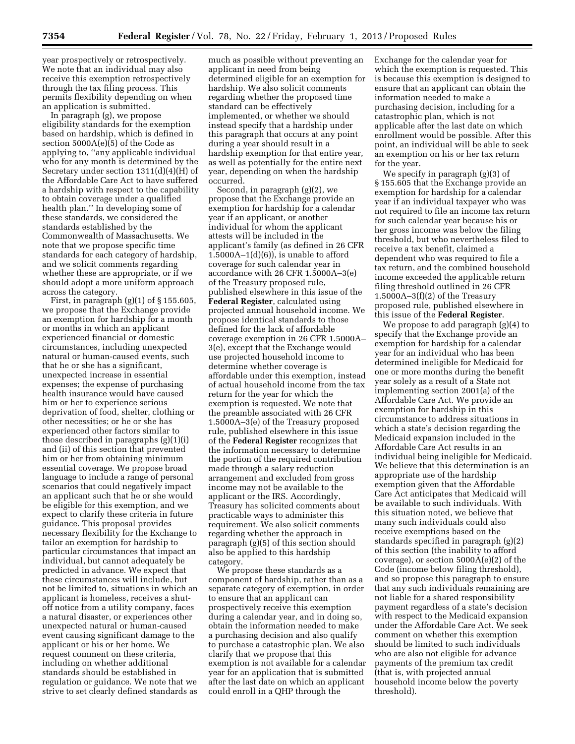year prospectively or retrospectively. We note that an individual may also receive this exemption retrospectively through the tax filing process. This permits flexibility depending on when an application is submitted.

In paragraph (g), we propose eligibility standards for the exemption based on hardship, which is defined in section 5000A(e)(5) of the Code as applying to, ''any applicable individual who for any month is determined by the Secretary under section 1311(d)(4)(H) of the Affordable Care Act to have suffered a hardship with respect to the capability to obtain coverage under a qualified health plan.'' In developing some of these standards, we considered the standards established by the Commonwealth of Massachusetts. We note that we propose specific time standards for each category of hardship, and we solicit comments regarding whether these are appropriate, or if we should adopt a more uniform approach across the category.

First, in paragraph (g)(1) of § 155.605, we propose that the Exchange provide an exemption for hardship for a month or months in which an applicant experienced financial or domestic circumstances, including unexpected natural or human-caused events, such that he or she has a significant, unexpected increase in essential expenses; the expense of purchasing health insurance would have caused him or her to experience serious deprivation of food, shelter, clothing or other necessities; or he or she has experienced other factors similar to those described in paragraphs (g)(1)(i) and (ii) of this section that prevented him or her from obtaining minimum essential coverage. We propose broad language to include a range of personal scenarios that could negatively impact an applicant such that he or she would be eligible for this exemption, and we expect to clarify these criteria in future guidance. This proposal provides necessary flexibility for the Exchange to tailor an exemption for hardship to particular circumstances that impact an individual, but cannot adequately be predicted in advance. We expect that these circumstances will include, but not be limited to, situations in which an applicant is homeless, receives a shut-off notice from a utility company, faces a natural disaster, or experiences other unexpected natural or human-caused event causing significant damage to the applicant or his or her home. We request comment on these criteria, including on whether additional standards should be established in regulation or guidance. We note that we strive to set clearly defined standards as much as possible without preventing an applicant in need from being determined eligible for an exemption for hardship. We also solicit comments regarding whether the proposed time standard can be effectively implemented, or whether we should instead specify that a hardship under this paragraph that occurs at any point during a year should result in a hardship exemption for that entire year, as well as potentially for the entire next year, depending on when the hardship occurred.

Second, in paragraph (g)(2), we propose that the Exchange provide an exemption for hardship for a calendar year if an applicant, or another individual for whom the applicant attests will be included in the applicant's family (as defined in 26 CFR 1.5000A–1(d)(6)), is unable to afford coverage for such calendar year in accordance with 26 CFR 1.5000A–3(e) of the Treasury proposed rule, published elsewhere in this issue of the **Federal Register**, calculated using projected annual household income. We propose identical standards to those defined for the lack of affordable coverage exemption in 26 CFR 1.5000A–3(e), except that the Exchange would use projected household income to determine whether coverage is affordable under this exemption, instead of actual household income from the tax return for the year for which the exemption is requested. We note that the preamble associated with 26 CFR 1.5000A–3(e) of the Treasury proposed rule, published elsewhere in this issue of the **Federal Register** recognizes that the information necessary to determine the portion of the required contribution made through a salary reduction arrangement and excluded from gross income may not be available to the applicant or the IRS. Accordingly, Treasury has solicited comments about practicable ways to administer this requirement. We also solicit comments regarding whether the approach in paragraph (g)(5) of this section should also be applied to this hardship category.

We propose these standards as a component of hardship, rather than as a separate category of exemption, in order to ensure that an applicant can prospectively receive this exemption during a calendar year, and in doing so, obtain the information needed to make a purchasing decision and also qualify to purchase a catastrophic plan. We also clarify that we propose that this exemption is not available for a calendar year for an application that is submitted after the last date on which an applicant could enroll in a QHP through the Exchange for the calendar year for which the exemption is requested. This is because this exemption is designed to ensure that an applicant can obtain the information needed to make a purchasing decision, including for a catastrophic plan, which is not applicable after the last date on which enrollment would be possible. After this point, an individual will be able to seek an exemption on his or her tax return for the year.

We specify in paragraph (g)(3) of § 155.605 that the Exchange provide an exemption for hardship for a calendar year if an individual taxpayer who was not required to file an income tax return for such calendar year because his or her gross income was below the filing threshold, but who nevertheless filed to receive a tax benefit, claimed a dependent who was required to file a tax return, and the combined household income exceeded the applicable return filing threshold outlined in 26 CFR 1.5000A–3(f)(2) of the Treasury proposed rule, published elsewhere in this issue of the **Federal Register**.

We propose to add paragraph (g)(4) to specify that the Exchange provide an exemption for hardship for a calendar year for an individual who has been determined ineligible for Medicaid for one or more months during the benefit year solely as a result of a State not implementing section 2001(a) of the Affordable Care Act. We provide an exemption for hardship in this circumstance to address situations in which a state's decision regarding the Medicaid expansion included in the Affordable Care Act results in an individual being ineligible for Medicaid. We believe that this determination is an appropriate use of the hardship exemption given that the Affordable Care Act anticipates that Medicaid will be available to such individuals. With this situation noted, we believe that many such individuals could also receive exemptions based on the standards specified in paragraph (g)(2) of this section (the inability to afford coverage), or section 5000A(e)(2) of the Code (income below filing threshold), and so propose this paragraph to ensure that any such individuals remaining are not liable for a shared responsibility payment regardless of a state's decision with respect to the Medicaid expansion under the Affordable Care Act. We seek comment on whether this exemption should be limited to such individuals who are also not eligible for advance payments of the premium tax credit (that is, with projected annual household income below the poverty threshold).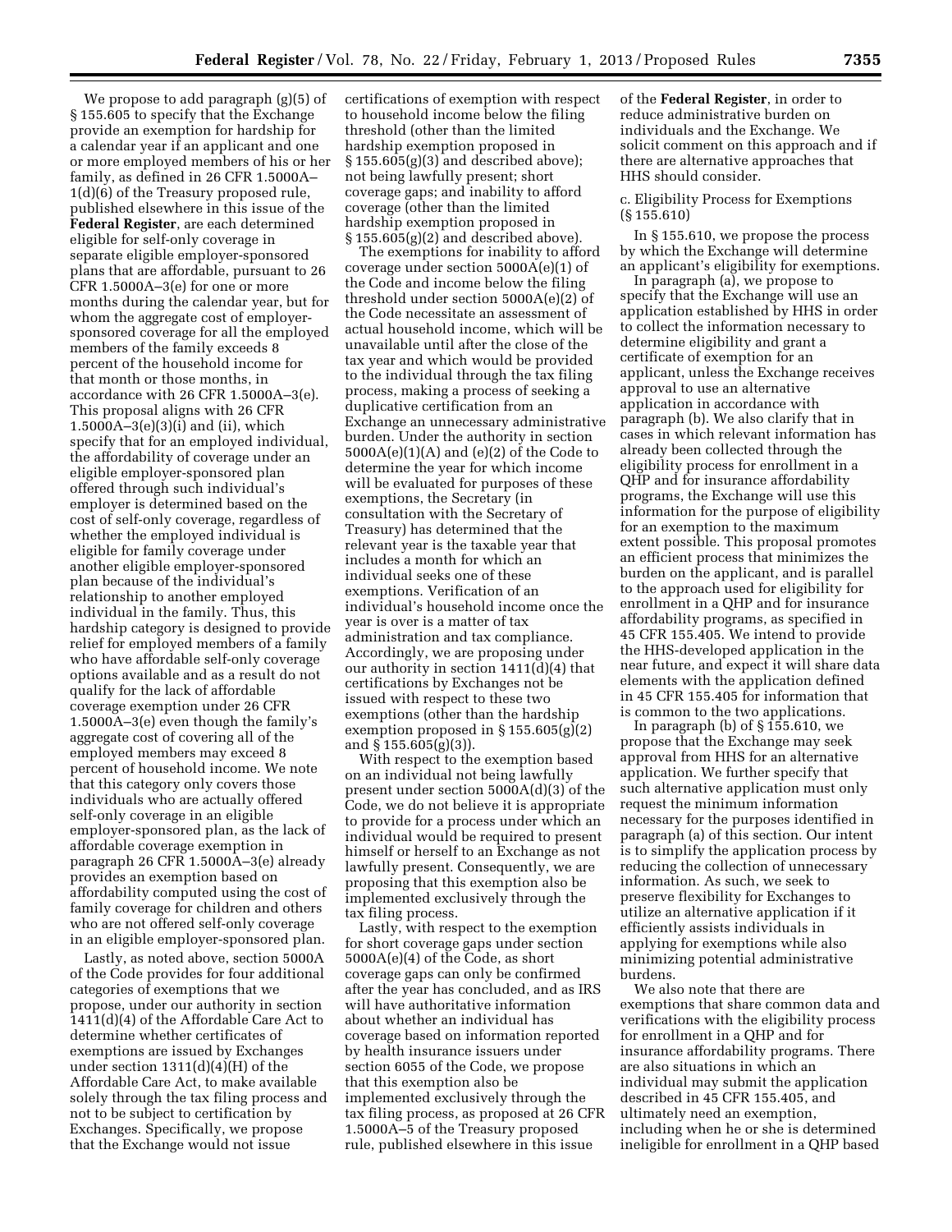We propose to add paragraph (g)(5) of § 155.605 to specify that the Exchange provide an exemption for hardship for a calendar year if an applicant and one or more employed members of his or her family, as defined in 26 CFR 1.5000A–1(d)(6) of the Treasury proposed rule, published elsewhere in this issue of the **Federal Register**, are each determined eligible for self-only coverage in separate eligible employer-sponsored plans that are affordable, pursuant to 26 CFR 1.5000A–3(e) for one or more months during the calendar year, but for whom the aggregate cost of employer-sponsored coverage for all the employed members of the family exceeds 8 percent of the household income for that month or those months, in accordance with 26 CFR 1.5000A–3(e). This proposal aligns with 26 CFR 1.5000A–3(e)(3)(i) and (ii), which specify that for an employed individual, the affordability of coverage under an eligible employer-sponsored plan offered through such individual's employer is determined based on the cost of self-only coverage, regardless of whether the employed individual is eligible for family coverage under another eligible employer-sponsored plan because of the individual's relationship to another employed individual in the family. Thus, this hardship category is designed to provide relief for employed members of a family who have affordable self-only coverage options available and as a result do not qualify for the lack of affordable coverage exemption under 26 CFR 1.5000A–3(e) even though the family's aggregate cost of covering all of the employed members may exceed 8 percent of household income. We note that this category only covers those individuals who are actually offered self-only coverage in an eligible employer-sponsored plan, as the lack of affordable coverage exemption in paragraph 26 CFR 1.5000A–3(e) already provides an exemption based on affordability computed using the cost of family coverage for children and others who are not offered self-only coverage in an eligible employer-sponsored plan.

Lastly, as noted above, section 5000A of the Code provides for four additional categories of exemptions that we propose, under our authority in section 1411(d)(4) of the Affordable Care Act to determine whether certificates of exemptions are issued by Exchanges under section 1311(d)(4)(H) of the Affordable Care Act, to make available solely through the tax filing process and not to be subject to certification by Exchanges. Specifically, we propose that the Exchange would not issue certifications of exemption with respect to household income below the filing threshold (other than the limited hardship exemption proposed in § 155.605(g)(3) and described above); not being lawfully present; short coverage gaps; and inability to afford coverage (other than the limited hardship exemption proposed in § 155.605(g)(2) and described above).

The exemptions for inability to afford coverage under section 5000A(e)(1) of the Code and income below the filing threshold under section 5000A(e)(2) of the Code necessitate an assessment of actual household income, which will be unavailable until after the close of the tax year and which would be provided to the individual through the tax filing process, making a process of seeking a duplicative certification from an Exchange an unnecessary administrative burden. Under the authority in section 5000A(e)(1)(A) and (e)(2) of the Code to determine the year for which income will be evaluated for purposes of these exemptions, the Secretary (in consultation with the Secretary of Treasury) has determined that the relevant year is the taxable year that includes a month for which an individual seeks one of these exemptions. Verification of an individual's household income once the year is over is a matter of tax administration and tax compliance. Accordingly, we are proposing under our authority in section 1411(d)(4) that certifications by Exchanges not be issued with respect to these two exemptions (other than the hardship exemption proposed in § 155.605(g)(2) and § 155.605(g)(3)).

With respect to the exemption based on an individual not being lawfully present under section 5000A(d)(3) of the Code, we do not believe it is appropriate to provide for a process under which an individual would be required to present himself or herself to an Exchange as not lawfully present. Consequently, we are proposing that this exemption also be implemented exclusively through the tax filing process.

Lastly, with respect to the exemption for short coverage gaps under section 5000A(e)(4) of the Code, as short coverage gaps can only be confirmed after the year has concluded, and as IRS will have authoritative information about whether an individual has coverage based on information reported by health insurance issuers under section 6055 of the Code, we propose that this exemption also be implemented exclusively through the tax filing process, as proposed at 26 CFR 1.5000A–5 of the Treasury proposed rule, published elsewhere in this issue of the **Federal Register**, in order to reduce administrative burden on individuals and the Exchange. We solicit comment on this approach and if there are alternative approaches that HHS should consider.

c. Eligibility Process for Exemptions (§ 155.610)

In § 155.610, we propose the process by which the Exchange will determine an applicant's eligibility for exemptions.

In paragraph (a), we propose to specify that the Exchange will use an application established by HHS in order to collect the information necessary to determine eligibility and grant a certificate of exemption for an applicant, unless the Exchange receives approval to use an alternative application in accordance with paragraph (b). We also clarify that in cases in which relevant information has already been collected through the eligibility process for enrollment in a QHP and for insurance affordability programs, the Exchange will use this information for the purpose of eligibility for an exemption to the maximum extent possible. This proposal promotes an efficient process that minimizes the burden on the applicant, and is parallel to the approach used for eligibility for enrollment in a QHP and for insurance affordability programs, as specified in 45 CFR 155.405. We intend to provide the HHS-developed application in the near future, and expect it will share data elements with the application defined in 45 CFR 155.405 for information that is common to the two applications.

In paragraph (b) of § 155.610, we propose that the Exchange may seek approval from HHS for an alternative application. We further specify that such alternative application must only request the minimum information necessary for the purposes identified in paragraph (a) of this section. Our intent is to simplify the application process by reducing the collection of unnecessary information. As such, we seek to preserve flexibility for Exchanges to utilize an alternative application if it efficiently assists individuals in applying for exemptions while also minimizing potential administrative burdens.

We also note that there are exemptions that share common data and verifications with the eligibility process for enrollment in a QHP and for insurance affordability programs. There are also situations in which an individual may submit the application described in 45 CFR 155.405, and ultimately need an exemption, including when he or she is determined ineligible for enrollment in a QHP based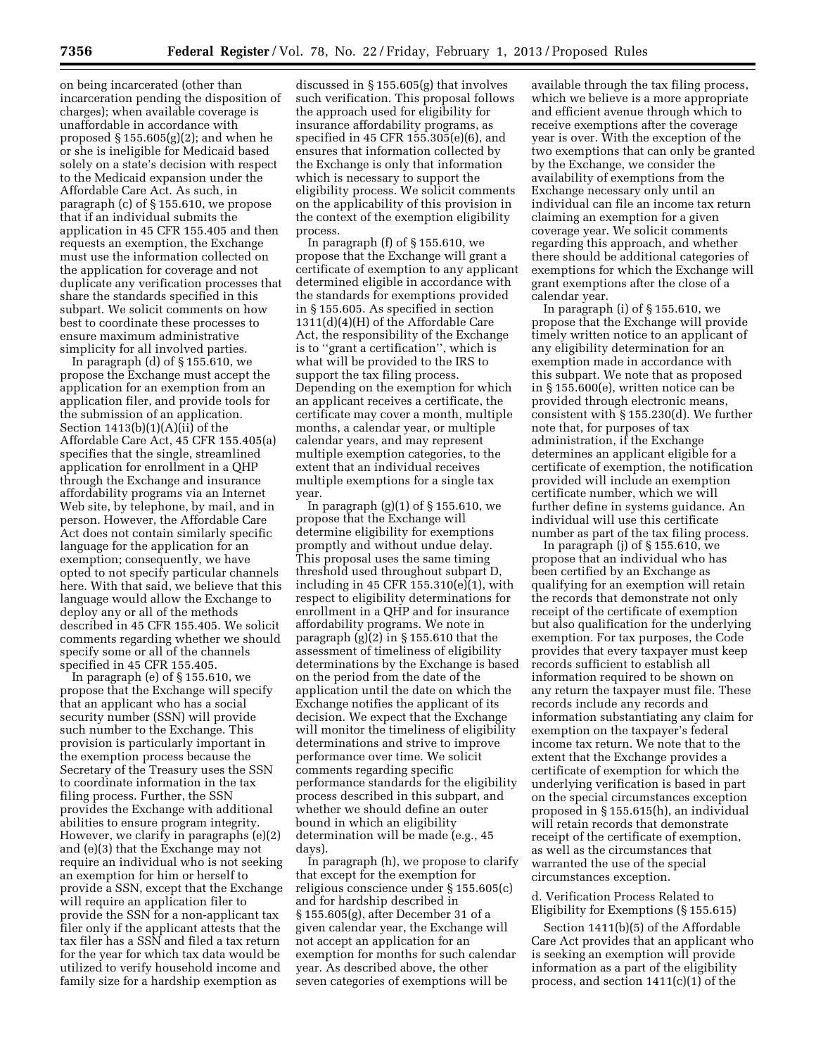on being incarcerated (other than incarceration pending the disposition of charges); when available coverage is unaffordable in accordance with proposed § 155.605(g)(2); and when he or she is ineligible for Medicaid based solely on a state's decision with respect to the Medicaid expansion under the Affordable Care Act. As such, in paragraph (c) of § 155.610, we propose that if an individual submits the application in 45 CFR 155.405 and then requests an exemption, the Exchange must use the information collected on the application for coverage and not duplicate any verification processes that share the standards specified in this subpart. We solicit comments on how best to coordinate these processes to ensure maximum administrative simplicity for all involved parties.

In paragraph (d) of § 155.610, we propose the Exchange must accept the application for an exemption from an application filer, and provide tools for the submission of an application. Section 1413(b)(1)(A)(ii) of the Affordable Care Act, 45 CFR 155.405(a) specifies that the single, streamlined application for enrollment in a QHP through the Exchange and insurance affordability programs via an Internet Web site, by telephone, by mail, and in person. However, the Affordable Care Act does not contain similarly specific language for the application for an exemption; consequently, we have opted to not specify particular channels here. With that said, we believe that this language would allow the Exchange to deploy any or all of the methods described in 45 CFR 155.405. We solicit comments regarding whether we should specify some or all of the channels specified in 45 CFR 155.405.

In paragraph (e) of § 155.610, we propose that the Exchange will specify that an applicant who has a social security number (SSN) will provide such number to the Exchange. This provision is particularly important in the exemption process because the Secretary of the Treasury uses the SSN to coordinate information in the tax filing process. Further, the SSN provides the Exchange with additional abilities to ensure program integrity. However, we clarify in paragraphs (e)(2) and (e)(3) that the Exchange may not require an individual who is not seeking an exemption for him or herself to provide a SSN, except that the Exchange will require an application filer to provide the SSN for a non-applicant tax filer only if the applicant attests that the tax filer has a SSN and filed a tax return for the year for which tax data would be utilized to verify household income and family size for a hardship exemption as discussed in § 155.605(g) that involves such verification. This proposal follows the approach used for eligibility for insurance affordability programs, as specified in 45 CFR 155.305(e)(6), and ensures that information collected by the Exchange is only that information which is necessary to support the eligibility process. We solicit comments on the applicability of this provision in the context of the exemption eligibility process.

In paragraph (f) of § 155.610, we propose that the Exchange will grant a certificate of exemption to any applicant determined eligible in accordance with the standards for exemptions provided in § 155.605. As specified in section 1311(d)(4)(H) of the Affordable Care Act, the responsibility of the Exchange is to ''grant a certification'', which is what will be provided to the IRS to support the tax filing process. Depending on the exemption for which an applicant receives a certificate, the certificate may cover a month, multiple months, a calendar year, or multiple calendar years, and may represent multiple exemption categories, to the extent that an individual receives multiple exemptions for a single tax year.

In paragraph (g)(1) of § 155.610, we propose that the Exchange will determine eligibility for exemptions promptly and without undue delay. This proposal uses the same timing threshold used throughout subpart D, including in 45 CFR 155.310(e)(1), with respect to eligibility determinations for enrollment in a QHP and for insurance affordability programs. We note in paragraph (g)(2) in § 155.610 that the assessment of timeliness of eligibility determinations by the Exchange is based on the period from the date of the application until the date on which the Exchange notifies the applicant of its decision. We expect that the Exchange will monitor the timeliness of eligibility determinations and strive to improve performance over time. We solicit comments regarding specific performance standards for the eligibility process described in this subpart, and whether we should define an outer bound in which an eligibility determination will be made (e.g., 45 days).

In paragraph (h), we propose to clarify that except for the exemption for religious conscience under § 155.605(c) and for hardship described in § 155.605(g), after December 31 of a given calendar year, the Exchange will not accept an application for an exemption for months for such calendar year. As described above, the other seven categories of exemptions will be available through the tax filing process, which we believe is a more appropriate and efficient avenue through which to receive exemptions after the coverage year is over. With the exception of the two exemptions that can only be granted by the Exchange, we consider the availability of exemptions from the Exchange necessary only until an individual can file an income tax return claiming an exemption for a given coverage year. We solicit comments regarding this approach, and whether there should be additional categories of exemptions for which the Exchange will grant exemptions after the close of a calendar year.

In paragraph (i) of § 155.610, we propose that the Exchange will provide timely written notice to an applicant of any eligibility determination for an exemption made in accordance with this subpart. We note that as proposed in § 155.600(e), written notice can be provided through electronic means, consistent with § 155.230(d). We further note that, for purposes of tax administration, if the Exchange determines an applicant eligible for a certificate of exemption, the notification provided will include an exemption certificate number, which we will further define in systems guidance. An individual will use this certificate number as part of the tax filing process.

In paragraph (j) of § 155.610, we propose that an individual who has been certified by an Exchange as qualifying for an exemption will retain the records that demonstrate not only receipt of the certificate of exemption but also qualification for the underlying exemption. For tax purposes, the Code provides that every taxpayer must keep records sufficient to establish all information required to be shown on any return the taxpayer must file. These records include any records and information substantiating any claim for exemption on the taxpayer's federal income tax return. We note that to the extent that the Exchange provides a certificate of exemption for which the underlying verification is based in part on the special circumstances exception proposed in § 155.615(h), an individual will retain records that demonstrate receipt of the certificate of exemption, as well as the circumstances that warranted the use of the special circumstances exception.

d. Verification Process Related to Eligibility for Exemptions (§ 155.615)

Section 1411(b)(5) of the Affordable Care Act provides that an applicant who is seeking an exemption will provide information as a part of the eligibility process, and section 1411(c)(1) of the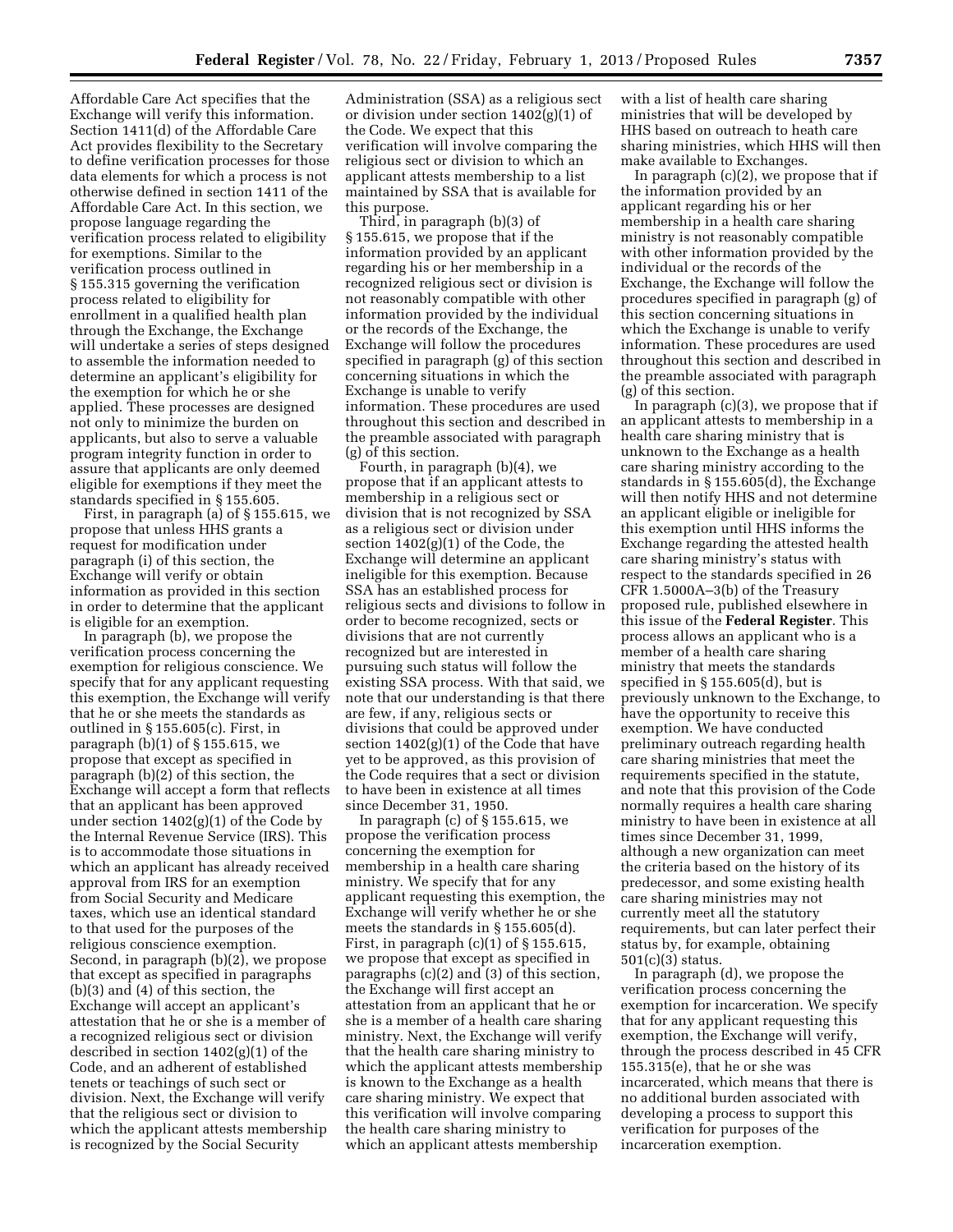Affordable Care Act specifies that the Exchange will verify this information. Section 1411(d) of the Affordable Care Act provides flexibility to the Secretary to define verification processes for those data elements for which a process is not otherwise defined in section 1411 of the Affordable Care Act. In this section, we propose language regarding the verification process related to eligibility for exemptions. Similar to the verification process outlined in § 155.315 governing the verification process related to eligibility for enrollment in a qualified health plan through the Exchange, the Exchange will undertake a series of steps designed to assemble the information needed to determine an applicant's eligibility for the exemption for which he or she applied. These processes are designed not only to minimize the burden on applicants, but also to serve a valuable program integrity function in order to assure that applicants are only deemed eligible for exemptions if they meet the standards specified in § 155.605.

First, in paragraph (a) of § 155.615, we propose that unless HHS grants a request for modification under paragraph (i) of this section, the Exchange will verify or obtain information as provided in this section in order to determine that the applicant is eligible for an exemption.

In paragraph (b), we propose the verification process concerning the exemption for religious conscience. We specify that for any applicant requesting this exemption, the Exchange will verify that he or she meets the standards as outlined in § 155.605(c). First, in paragraph (b)(1) of § 155.615, we propose that except as specified in paragraph (b)(2) of this section, the Exchange will accept a form that reflects that an applicant has been approved under section 1402(g)(1) of the Code by the Internal Revenue Service (IRS). This is to accommodate those situations in which an applicant has already received approval from IRS for an exemption from Social Security and Medicare taxes, which use an identical standard to that used for the purposes of the religious conscience exemption. Second, in paragraph (b)(2), we propose that except as specified in paragraphs (b)(3) and (4) of this section, the Exchange will accept an applicant's attestation that he or she is a member of a recognized religious sect or division described in section 1402(g)(1) of the Code, and an adherent of established tenets or teachings of such sect or division. Next, the Exchange will verify that the religious sect or division to which the applicant attests membership is recognized by the Social Security Administration (SSA) as a religious sect or division under section 1402(g)(1) of the Code. We expect that this verification will involve comparing the religious sect or division to which an applicant attests membership to a list maintained by SSA that is available for this purpose.

Third, in paragraph (b)(3) of § 155.615, we propose that if the information provided by an applicant regarding his or her membership in a recognized religious sect or division is not reasonably compatible with other information provided by the individual or the records of the Exchange, the Exchange will follow the procedures specified in paragraph (g) of this section concerning situations in which the Exchange is unable to verify information. These procedures are used throughout this section and described in the preamble associated with paragraph (g) of this section.

Fourth, in paragraph (b)(4), we propose that if an applicant attests to membership in a religious sect or division that is not recognized by SSA as a religious sect or division under section 1402(g)(1) of the Code, the Exchange will determine an applicant ineligible for this exemption. Because SSA has an established process for religious sects and divisions to follow in order to become recognized, sects or divisions that are not currently recognized but are interested in pursuing such status will follow the existing SSA process. With that said, we note that our understanding is that there are few, if any, religious sects or divisions that could be approved under section 1402(g)(1) of the Code that have yet to be approved, as this provision of the Code requires that a sect or division to have been in existence at all times since December 31, 1950.

In paragraph (c) of § 155.615, we propose the verification process concerning the exemption for membership in a health care sharing ministry. We specify that for any applicant requesting this exemption, the Exchange will verify whether he or she meets the standards in § 155.605(d). First, in paragraph (c)(1) of § 155.615, we propose that except as specified in paragraphs (c)(2) and (3) of this section, the Exchange will first accept an attestation from an applicant that he or she is a member of a health care sharing ministry. Next, the Exchange will verify that the health care sharing ministry to which the applicant attests membership is known to the Exchange as a health care sharing ministry. We expect that this verification will involve comparing the health care sharing ministry to which an applicant attests membership with a list of health care sharing ministries that will be developed by HHS based on outreach to heath care sharing ministries, which HHS will then make available to Exchanges.

In paragraph (c)(2), we propose that if the information provided by an applicant regarding his or her membership in a health care sharing ministry is not reasonably compatible with other information provided by the individual or the records of the Exchange, the Exchange will follow the procedures specified in paragraph (g) of this section concerning situations in which the Exchange is unable to verify information. These procedures are used throughout this section and described in the preamble associated with paragraph (g) of this section.

In paragraph (c)(3), we propose that if an applicant attests to membership in a health care sharing ministry that is unknown to the Exchange as a health care sharing ministry according to the standards in § 155.605(d), the Exchange will then notify HHS and not determine an applicant eligible or ineligible for this exemption until HHS informs the Exchange regarding the attested health care sharing ministry's status with respect to the standards specified in 26 CFR 1.5000A–3(b) of the Treasury proposed rule, published elsewhere in this issue of the **Federal Register**. This process allows an applicant who is a member of a health care sharing ministry that meets the standards specified in § 155.605(d), but is previously unknown to the Exchange, to have the opportunity to receive this exemption. We have conducted preliminary outreach regarding health care sharing ministries that meet the requirements specified in the statute, and note that this provision of the Code normally requires a health care sharing ministry to have been in existence at all times since December 31, 1999, although a new organization can meet the criteria based on the history of its predecessor, and some existing health care sharing ministries may not currently meet all the statutory requirements, but can later perfect their status by, for example, obtaining 501(c)(3) status.

In paragraph (d), we propose the verification process concerning the exemption for incarceration. We specify that for any applicant requesting this exemption, the Exchange will verify, through the process described in 45 CFR 155.315(e), that he or she was incarcerated, which means that there is no additional burden associated with developing a process to support this verification for purposes of the incarceration exemption.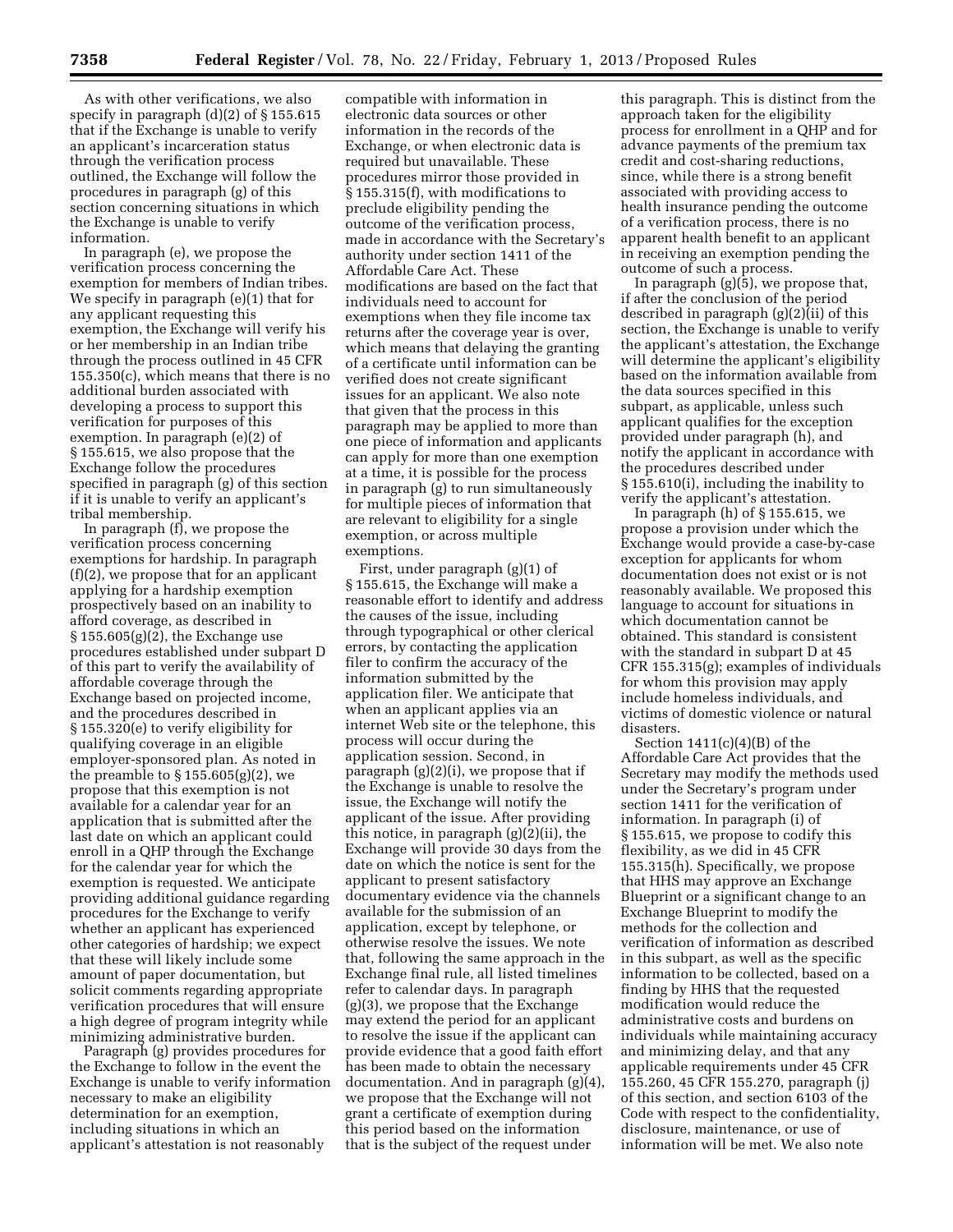As with other verifications, we also specify in paragraph (d)(2) of § 155.615 that if the Exchange is unable to verify an applicant's incarceration status through the verification process outlined, the Exchange will follow the procedures in paragraph (g) of this section concerning situations in which the Exchange is unable to verify information.

In paragraph (e), we propose the verification process concerning the exemption for members of Indian tribes. We specify in paragraph (e)(1) that for any applicant requesting this exemption, the Exchange will verify his or her membership in an Indian tribe through the process outlined in 45 CFR 155.350(c), which means that there is no additional burden associated with developing a process to support this verification for purposes of this exemption. In paragraph (e)(2) of § 155.615, we also propose that the Exchange follow the procedures specified in paragraph (g) of this section if it is unable to verify an applicant's tribal membership.

In paragraph (f), we propose the verification process concerning exemptions for hardship. In paragraph (f)(2), we propose that for an applicant applying for a hardship exemption prospectively based on an inability to afford coverage, as described in § 155.605(g)(2), the Exchange use procedures established under subpart D of this part to verify the availability of affordable coverage through the Exchange based on projected income, and the procedures described in § 155.320(e) to verify eligibility for qualifying coverage in an eligible employer-sponsored plan. As noted in the preamble to § 155.605(g)(2), we propose that this exemption is not available for a calendar year for an application that is submitted after the last date on which an applicant could enroll in a QHP through the Exchange for the calendar year for which the exemption is requested. We anticipate providing additional guidance regarding procedures for the Exchange to verify whether an applicant has experienced other categories of hardship; we expect that these will likely include some amount of paper documentation, but solicit comments regarding appropriate verification procedures that will ensure a high degree of program integrity while minimizing administrative burden.

Paragraph (g) provides procedures for the Exchange to follow in the event the Exchange is unable to verify information necessary to make an eligibility determination for an exemption, including situations in which an applicant's attestation is not reasonably compatible with information in electronic data sources or other information in the records of the Exchange, or when electronic data is required but unavailable. These procedures mirror those provided in § 155.315(f), with modifications to preclude eligibility pending the outcome of the verification process, made in accordance with the Secretary's authority under section 1411 of the Affordable Care Act. These modifications are based on the fact that individuals need to account for exemptions when they file income tax returns after the coverage year is over, which means that delaying the granting of a certificate until information can be verified does not create significant issues for an applicant. We also note that given that the process in this paragraph may be applied to more than one piece of information and applicants can apply for more than one exemption at a time, it is possible for the process in paragraph (g) to run simultaneously for multiple pieces of information that are relevant to eligibility for a single exemption, or across multiple exemptions.

First, under paragraph (g)(1) of § 155.615, the Exchange will make a reasonable effort to identify and address the causes of the issue, including through typographical or other clerical errors, by contacting the application filer to confirm the accuracy of the information submitted by the application filer. We anticipate that when an applicant applies via an internet Web site or the telephone, this process will occur during the application session. Second, in paragraph (g)(2)(i), we propose that if the Exchange is unable to resolve the issue, the Exchange will notify the applicant of the issue. After providing this notice, in paragraph (g)(2)(ii), the Exchange will provide 30 days from the date on which the notice is sent for the applicant to present satisfactory documentary evidence via the channels available for the submission of an application, except by telephone, or otherwise resolve the issues. We note that, following the same approach in the Exchange final rule, all listed timelines refer to calendar days. In paragraph (g)(3), we propose that the Exchange may extend the period for an applicant to resolve the issue if the applicant can provide evidence that a good faith effort has been made to obtain the necessary documentation. And in paragraph (g)(4), we propose that the Exchange will not grant a certificate of exemption during this period based on the information that is the subject of the request under this paragraph. This is distinct from the approach taken for the eligibility process for enrollment in a QHP and for advance payments of the premium tax credit and cost-sharing reductions, since, while there is a strong benefit associated with providing access to health insurance pending the outcome of a verification process, there is no apparent health benefit to an applicant in receiving an exemption pending the outcome of such a process.

In paragraph (g)(5), we propose that, if after the conclusion of the period described in paragraph (g)(2)(ii) of this section, the Exchange is unable to verify the applicant's attestation, the Exchange will determine the applicant's eligibility based on the information available from the data sources specified in this subpart, as applicable, unless such applicant qualifies for the exception provided under paragraph (h), and notify the applicant in accordance with the procedures described under § 155.610(i), including the inability to verify the applicant's attestation.

In paragraph (h) of § 155.615, we propose a provision under which the Exchange would provide a case-by-case exception for applicants for whom documentation does not exist or is not reasonably available. We proposed this language to account for situations in which documentation cannot be obtained. This standard is consistent with the standard in subpart D at 45 CFR 155.315(g); examples of individuals for whom this provision may apply include homeless individuals, and victims of domestic violence or natural disasters.

Section 1411(c)(4)(B) of the Affordable Care Act provides that the Secretary may modify the methods used under the Secretary's program under section 1411 for the verification of information. In paragraph (i) of § 155.615, we propose to codify this flexibility, as we did in 45 CFR 155.315(h). Specifically, we propose that HHS may approve an Exchange Blueprint or a significant change to an Exchange Blueprint to modify the methods for the collection and verification of information as described in this subpart, as well as the specific information to be collected, based on a finding by HHS that the requested modification would reduce the administrative costs and burdens on individuals while maintaining accuracy and minimizing delay, and that any applicable requirements under 45 CFR 155.260, 45 CFR 155.270, paragraph (j) of this section, and section 6103 of the Code with respect to the confidentiality, disclosure, maintenance, or use of information will be met. We also note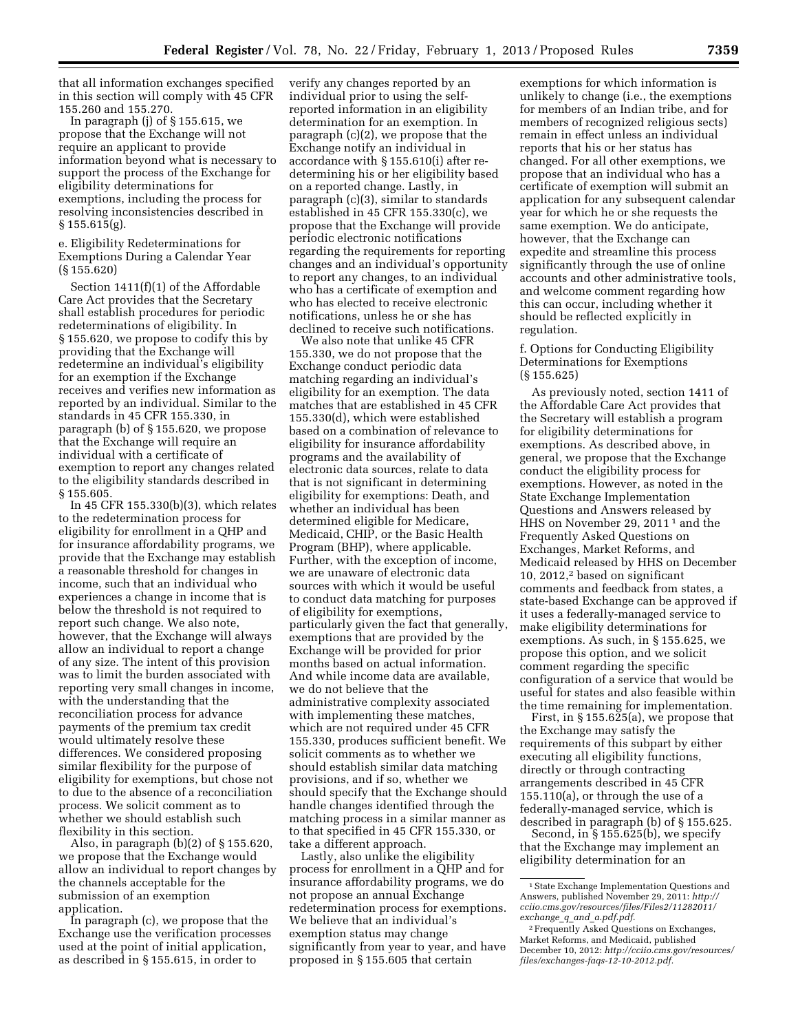that all information exchanges specified in this section will comply with 45 CFR 155.260 and 155.270.

In paragraph (j) of § 155.615, we propose that the Exchange will not require an applicant to provide information beyond what is necessary to support the process of the Exchange for eligibility determinations for exemptions, including the process for resolving inconsistencies described in § 155.615(g).

### e. Eligibility Redeterminations for Exemptions During a Calendar Year (§ 155.620)

Section 1411(f)(1) of the Affordable Care Act provides that the Secretary shall establish procedures for periodic redeterminations of eligibility. In § 155.620, we propose to codify this by providing that the Exchange will redetermine an individual's eligibility for an exemption if the Exchange receives and verifies new information as reported by an individual. Similar to the standards in 45 CFR 155.330, in paragraph (b) of § 155.620, we propose that the Exchange will require an individual with a certificate of exemption to report any changes related to the eligibility standards described in § 155.605.

In 45 CFR 155.330(b)(3), which relates to the redetermination process for eligibility for enrollment in a QHP and for insurance affordability programs, we provide that the Exchange may establish a reasonable threshold for changes in income, such that an individual who experiences a change in income that is below the threshold is not required to report such change. We also note, however, that the Exchange will always allow an individual to report a change of any size. The intent of this provision was to limit the burden associated with reporting very small changes in income, with the understanding that the reconciliation process for advance payments of the premium tax credit would ultimately resolve these differences. We considered proposing similar flexibility for the purpose of eligibility for exemptions, but chose not to due to the absence of a reconciliation process. We solicit comment as to whether we should establish such flexibility in this section.

Also, in paragraph (b)(2) of § 155.620, we propose that the Exchange would allow an individual to report changes by the channels acceptable for the submission of an exemption application.

In paragraph (c), we propose that the Exchange use the verification processes used at the point of initial application, as described in § 155.615, in order to verify any changes reported by an individual prior to using the self-reported information in an eligibility determination for an exemption. In paragraph (c)(2), we propose that the Exchange notify an individual in accordance with § 155.610(i) after re-determining his or her eligibility based on a reported change. Lastly, in paragraph (c)(3), similar to standards established in 45 CFR 155.330(c), we propose that the Exchange will provide periodic electronic notifications regarding the requirements for reporting changes and an individual's opportunity to report any changes, to an individual who has a certificate of exemption and who has elected to receive electronic notifications, unless he or she has declined to receive such notifications.

We also note that unlike 45 CFR 155.330, we do not propose that the Exchange conduct periodic data matching regarding an individual's eligibility for an exemption. The data matches that are established in 45 CFR 155.330(d), which were established based on a combination of relevance to eligibility for insurance affordability programs and the availability of electronic data sources, relate to data that is not significant in determining eligibility for exemptions: Death, and whether an individual has been determined eligible for Medicare, Medicaid, CHIP, or the Basic Health Program (BHP), where applicable. Further, with the exception of income, we are unaware of electronic data sources with which it would be useful to conduct data matching for purposes of eligibility for exemptions, particularly given the fact that generally, exemptions that are provided by the Exchange will be provided for prior months based on actual information. And while income data are available, we do not believe that the administrative complexity associated with implementing these matches, which are not required under 45 CFR 155.330, produces sufficient benefit. We solicit comments as to whether we should establish similar data matching provisions, and if so, whether we should specify that the Exchange should handle changes identified through the matching process in a similar manner as to that specified in 45 CFR 155.330, or take a different approach.

Lastly, also unlike the eligibility process for enrollment in a QHP and for insurance affordability programs, we do not propose an annual Exchange redetermination process for exemptions. We believe that an individual's exemption status may change significantly from year to year, and have proposed in § 155.605 that certain exemptions for which information is unlikely to change (i.e., the exemptions for members of an Indian tribe, and for members of recognized religious sects) remain in effect unless an individual reports that his or her status has changed. For all other exemptions, we propose that an individual who has a certificate of exemption will submit an application for any subsequent calendar year for which he or she requests the same exemption. We do anticipate, however, that the Exchange can expedite and streamline this process significantly through the use of online accounts and other administrative tools, and welcome comment regarding how this can occur, including whether it should be reflected explicitly in regulation.

### f. Options for Conducting Eligibility Determinations for Exemptions (§ 155.625)

As previously noted, section 1411 of the Affordable Care Act provides that the Secretary will establish a program for eligibility determinations for exemptions. As described above, in general, we propose that the Exchange conduct the eligibility process for exemptions. However, as noted in the State Exchange Implementation Questions and Answers released by HHS on November 29, 2011 [1] and the Frequently Asked Questions on Exchanges, Market Reforms, and Medicaid released by HHS on December 10, 2012,[2] based on significant comments and feedback from states, a state-based Exchange can be approved if it uses a federally-managed service to make eligibility determinations for exemptions. As such, in § 155.625, we propose this option, and we solicit comment regarding the specific configuration of a service that would be useful for states and also feasible within the time remaining for implementation.

First, in § 155.625(a), we propose that the Exchange may satisfy the requirements of this subpart by either executing all eligibility functions, directly or through contracting arrangements described in 45 CFR 155.110(a), or through the use of a federally-managed service, which is described in paragraph (b) of § 155.625.

Second, in § 155.625(b), we specify that the Exchange may implement an eligibility determination for an

---

[1] State Exchange Implementation Questions and Answers, published November 29, 2011: *http://cciio.cms.gov/resources/files/Files2/11282011/exchange_q_and_a.pdf.pdf*.

[2] Frequently Asked Questions on Exchanges, Market Reforms, and Medicaid, published December 10, 2012: *http://cciio.cms.gov/resources/files/exchanges-faqs-12-10-2012.pdf*.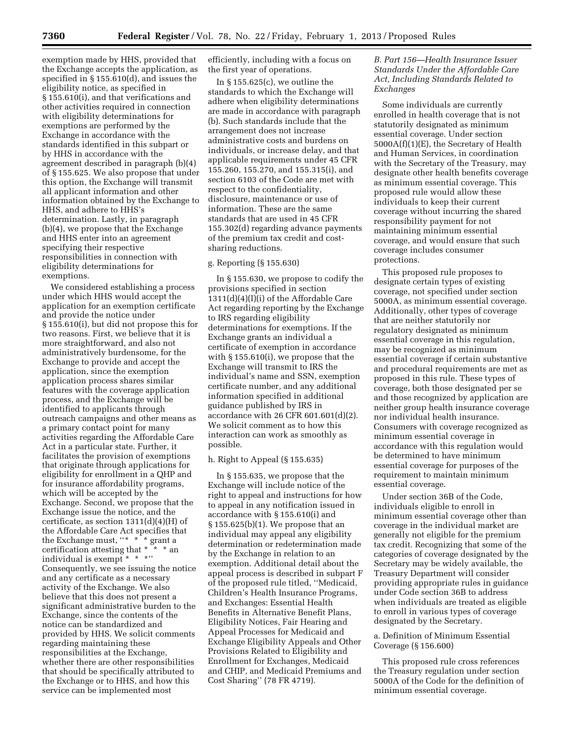exemption made by HHS, provided that the Exchange accepts the application, as specified in § 155.610(d), and issues the eligibility notice, as specified in § 155.610(i), and that verifications and other activities required in connection with eligibility determinations for exemptions are performed by the Exchange in accordance with the standards identified in this subpart or by HHS in accordance with the agreement described in paragraph (b)(4) of § 155.625. We also propose that under this option, the Exchange will transmit all applicant information and other information obtained by the Exchange to HHS, and adhere to HHS's determination. Lastly, in paragraph (b)(4), we propose that the Exchange and HHS enter into an agreement specifying their respective responsibilities in connection with eligibility determinations for exemptions.

We considered establishing a process under which HHS would accept the application for an exemption certificate and provide the notice under § 155.610(i), but did not propose this for two reasons. First, we believe that it is more straightforward, and also not administratively burdensome, for the Exchange to provide and accept the application, since the exemption application process shares similar features with the coverage application process, and the Exchange will be identified to applicants through outreach campaigns and other means as a primary contact point for many activities regarding the Affordable Care Act in a particular state. Further, it facilitates the provision of exemptions that originate through applications for eligibility for enrollment in a QHP and for insurance affordability programs, which will be accepted by the Exchange. Second, we propose that the Exchange issue the notice, and the certificate, as section 1311(d)(4)(H) of the Affordable Care Act specifies that the Exchange must, "* * * grant a certification attesting that * * * an individual is exempt * * *" Consequently, we see issuing the notice and any certificate as a necessary activity of the Exchange. We also believe that this does not present a significant administrative burden to the Exchange, since the contents of the notice can be standardized and provided by HHS. We solicit comments regarding maintaining these responsibilities at the Exchange, whether there are other responsibilities that should be specifically attributed to the Exchange or to HHS, and how this service can be implemented most efficiently, including with a focus on the first year of operations.

In § 155.625(c), we outline the standards to which the Exchange will adhere when eligibility determinations are made in accordance with paragraph (b). Such standards include that the arrangement does not increase administrative costs and burdens on individuals, or increase delay, and that applicable requirements under 45 CFR 155.260, 155.270, and 155.315(i), and section 6103 of the Code are met with respect to the confidentiality, disclosure, maintenance or use of information. These are the same standards that are used in 45 CFR 155.302(d) regarding advance payments of the premium tax credit and cost-sharing reductions.

g. Reporting (§ 155.630)

In § 155.630, we propose to codify the provisions specified in section 1311(d)(4)(I)(i) of the Affordable Care Act regarding reporting by the Exchange to IRS regarding eligibility determinations for exemptions. If the Exchange grants an individual a certificate of exemption in accordance with § 155.610(i), we propose that the Exchange will transmit to IRS the individual's name and SSN, exemption certificate number, and any additional information specified in additional guidance published by IRS in accordance with 26 CFR 601.601(d)(2). We solicit comment as to how this interaction can work as smoothly as possible.

h. Right to Appeal (§ 155.635)

In § 155.635, we propose that the Exchange will include notice of the right to appeal and instructions for how to appeal in any notification issued in accordance with § 155.610(i) and § 155.625(b)(1). We propose that an individual may appeal any eligibility determination or redetermination made by the Exchange in relation to an exemption. Additional detail about the appeal process is described in subpart F of the proposed rule titled, "Medicaid, Children's Health Insurance Programs, and Exchanges: Essential Health Benefits in Alternative Benefit Plans, Eligibility Notices, Fair Hearing and Appeal Processes for Medicaid and Exchange Eligibility Appeals and Other Provisions Related to Eligibility and Enrollment for Exchanges, Medicaid and CHIP, and Medicaid Premiums and Cost Sharing" (78 FR 4719).

*B. Part 156—Health Insurance Issuer Standards Under the Affordable Care Act, Including Standards Related to Exchanges*

Some individuals are currently enrolled in health coverage that is not statutorily designated as minimum essential coverage. Under section 5000A(f)(1)(E), the Secretary of Health and Human Services, in coordination with the Secretary of the Treasury, may designate other health benefits coverage as minimum essential coverage. This proposed rule would allow these individuals to keep their current coverage without incurring the shared responsibility payment for not maintaining minimum essential coverage, and would ensure that such coverage includes consumer protections.

This proposed rule proposes to designate certain types of existing coverage, not specified under section 5000A, as minimum essential coverage. Additionally, other types of coverage that are neither statutorily nor regulatory designated as minimum essential coverage in this regulation, may be recognized as minimum essential coverage if certain substantive and procedural requirements are met as proposed in this rule. These types of coverage, both those designated per se and those recognized by application are neither group health insurance coverage nor individual health insurance. Consumers with coverage recognized as minimum essential coverage in accordance with this regulation would be determined to have minimum essential coverage for purposes of the requirement to maintain minimum essential coverage.

Under section 36B of the Code, individuals eligible to enroll in minimum essential coverage other than coverage in the individual market are generally not eligible for the premium tax credit. Recognizing that some of the categories of coverage designated by the Secretary may be widely available, the Treasury Department will consider providing appropriate rules in guidance under Code section 36B to address when individuals are treated as eligible to enroll in various types of coverage designated by the Secretary.

a. Definition of Minimum Essential Coverage (§ 156.600)

This proposed rule cross references the Treasury regulation under section 5000A of the Code for the definition of minimum essential coverage.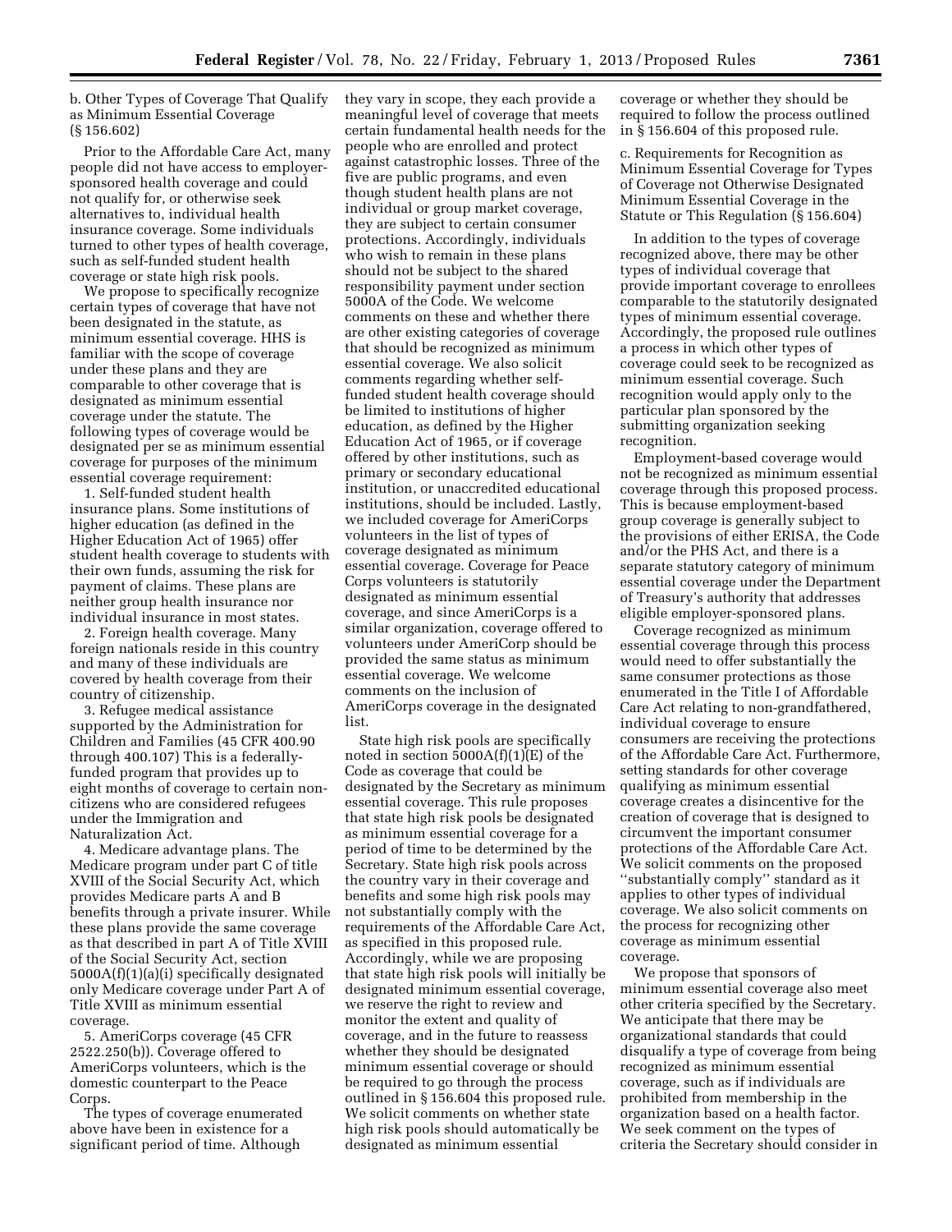b. Other Types of Coverage That Qualify as Minimum Essential Coverage (§ 156.602)

Prior to the Affordable Care Act, many people did not have access to employer-sponsored health coverage and could not qualify for, or otherwise seek alternatives to, individual health insurance coverage. Some individuals turned to other types of health coverage, such as self-funded student health coverage or state high risk pools.

We propose to specifically recognize certain types of coverage that have not been designated in the statute, as minimum essential coverage. HHS is familiar with the scope of coverage under these plans and they are comparable to other coverage that is designated as minimum essential coverage under the statute. The following types of coverage would be designated per se as minimum essential coverage for purposes of the minimum essential coverage requirement:

1. Self-funded student health insurance plans. Some institutions of higher education (as defined in the Higher Education Act of 1965) offer student health coverage to students with their own funds, assuming the risk for payment of claims. These plans are neither group health insurance nor individual insurance in most states.

2. Foreign health coverage. Many foreign nationals reside in this country and many of these individuals are covered by health coverage from their country of citizenship.

3. Refugee medical assistance supported by the Administration for Children and Families (45 CFR 400.90 through 400.107) This is a federally-funded program that provides up to eight months of coverage to certain non-citizens who are considered refugees under the Immigration and Naturalization Act.

4. Medicare advantage plans. The Medicare program under part C of title XVIII of the Social Security Act, which provides Medicare parts A and B benefits through a private insurer. While these plans provide the same coverage as that described in part A of Title XVIII of the Social Security Act, section 5000A(f)(1)(a)(i) specifically designated only Medicare coverage under Part A of Title XVIII as minimum essential coverage.

5. AmeriCorps coverage (45 CFR 2522.250(b)). Coverage offered to AmeriCorps volunteers, which is the domestic counterpart to the Peace Corps.

The types of coverage enumerated above have been in existence for a significant period of time. Although they vary in scope, they each provide a meaningful level of coverage that meets certain fundamental health needs for the people who are enrolled and protect against catastrophic losses. Three of the five are public programs, and even though student health plans are not individual or group market coverage, they are subject to certain consumer protections. Accordingly, individuals who wish to remain in these plans should not be subject to the shared responsibility payment under section 5000A of the Code. We welcome comments on these and whether there are other existing categories of coverage that should be recognized as minimum essential coverage. We also solicit comments regarding whether self-funded student health coverage should be limited to institutions of higher education, as defined by the Higher Education Act of 1965, or if coverage offered by other institutions, such as primary or secondary educational institution, or unaccredited educational institutions, should be included. Lastly, we included coverage for AmeriCorps volunteers in the list of types of coverage designated as minimum essential coverage. Coverage for Peace Corps volunteers is statutorily designated as minimum essential coverage, and since AmeriCorps is a similar organization, coverage offered to volunteers under AmeriCorp should be provided the same status as minimum essential coverage. We welcome comments on the inclusion of AmeriCorps coverage in the designated list.

State high risk pools are specifically noted in section 5000A(f)(1)(E) of the Code as coverage that could be designated by the Secretary as minimum essential coverage. This rule proposes that state high risk pools be designated as minimum essential coverage for a period of time to be determined by the Secretary. State high risk pools across the country vary in their coverage and benefits and some high risk pools may not substantially comply with the requirements of the Affordable Care Act, as specified in this proposed rule. Accordingly, while we are proposing that state high risk pools will initially be designated minimum essential coverage, we reserve the right to review and monitor the extent and quality of coverage, and in the future to reassess whether they should be designated minimum essential coverage or should be required to go through the process outlined in § 156.604 this proposed rule. We solicit comments on whether state high risk pools should automatically be designated as minimum essential coverage or whether they should be required to follow the process outlined in § 156.604 of this proposed rule.

c. Requirements for Recognition as Minimum Essential Coverage for Types of Coverage not Otherwise Designated Minimum Essential Coverage in the Statute or This Regulation (§ 156.604)

In addition to the types of coverage recognized above, there may be other types of individual coverage that provide important coverage to enrollees comparable to the statutorily designated types of minimum essential coverage. Accordingly, the proposed rule outlines a process in which other types of coverage could seek to be recognized as minimum essential coverage. Such recognition would apply only to the particular plan sponsored by the submitting organization seeking recognition.

Employment-based coverage would not be recognized as minimum essential coverage through this proposed process. This is because employment-based group coverage is generally subject to the provisions of either ERISA, the Code and/or the PHS Act, and there is a separate statutory category of minimum essential coverage under the Department of Treasury's authority that addresses eligible employer-sponsored plans.

Coverage recognized as minimum essential coverage through this process would need to offer substantially the same consumer protections as those enumerated in the Title I of Affordable Care Act relating to non-grandfathered, individual coverage to ensure consumers are receiving the protections of the Affordable Care Act. Furthermore, setting standards for other coverage qualifying as minimum essential coverage creates a disincentive for the creation of coverage that is designed to circumvent the important consumer protections of the Affordable Care Act. We solicit comments on the proposed "substantially comply" standard as it applies to other types of individual coverage. We also solicit comments on the process for recognizing other coverage as minimum essential coverage.

We propose that sponsors of minimum essential coverage also meet other criteria specified by the Secretary. We anticipate that there may be organizational standards that could disqualify a type of coverage from being recognized as minimum essential coverage, such as if individuals are prohibited from membership in the organization based on a health factor. We seek comment on the types of criteria the Secretary should consider in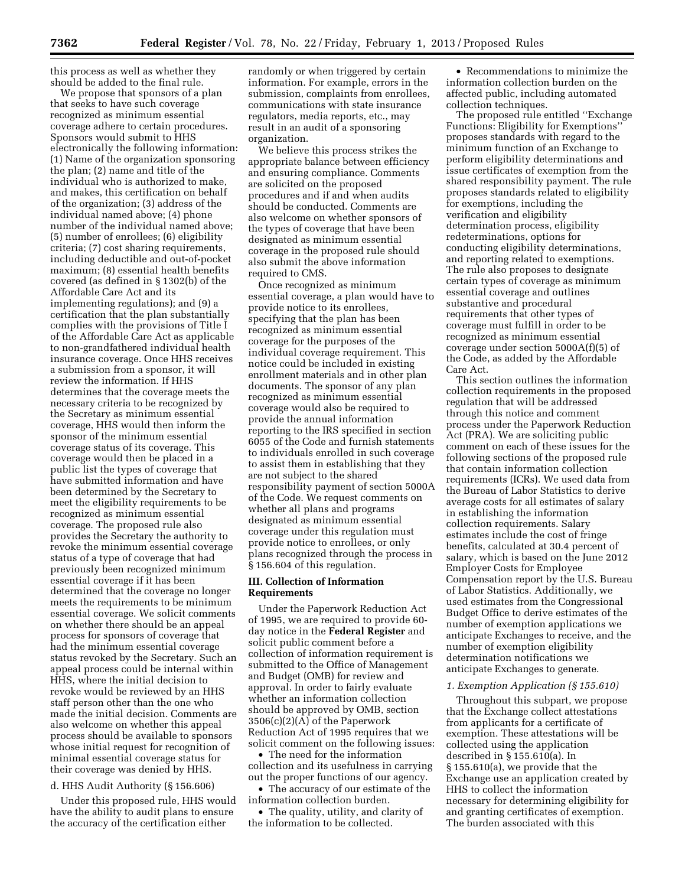this process as well as whether they should be added to the final rule.

We propose that sponsors of a plan that seeks to have such coverage recognized as minimum essential coverage adhere to certain procedures. Sponsors would submit to HHS electronically the following information: (1) Name of the organization sponsoring the plan; (2) name and title of the individual who is authorized to make, and makes, this certification on behalf of the organization; (3) address of the individual named above; (4) phone number of the individual named above; (5) number of enrollees; (6) eligibility criteria; (7) cost sharing requirements, including deductible and out-of-pocket maximum; (8) essential health benefits covered (as defined in § 1302(b) of the Affordable Care Act and its implementing regulations); and (9) a certification that the plan substantially complies with the provisions of Title I of the Affordable Care Act as applicable to non-grandfathered individual health insurance coverage. Once HHS receives a submission from a sponsor, it will review the information. If HHS determines that the coverage meets the necessary criteria to be recognized by the Secretary as minimum essential coverage, HHS would then inform the sponsor of the minimum essential coverage status of its coverage. This coverage would then be placed in a public list the types of coverage that have submitted information and have been determined by the Secretary to meet the eligibility requirements to be recognized as minimum essential coverage. The proposed rule also provides the Secretary the authority to revoke the minimum essential coverage status of a type of coverage that had previously been recognized minimum essential coverage if it has been determined that the coverage no longer meets the requirements to be minimum essential coverage. We solicit comments on whether there should be an appeal process for sponsors of coverage that had the minimum essential coverage status revoked by the Secretary. Such an appeal process could be internal within HHS, where the initial decision to revoke would be reviewed by an HHS staff person other than the one who made the initial decision. Comments are also welcome on whether this appeal process should be available to sponsors whose initial request for recognition of minimal essential coverage status for their coverage was denied by HHS.

d. HHS Audit Authority (§ 156.606)

Under this proposed rule, HHS would have the ability to audit plans to ensure the accuracy of the certification either randomly or when triggered by certain information. For example, errors in the submission, complaints from enrollees, communications with state insurance regulators, media reports, etc., may result in an audit of a sponsoring organization.

We believe this process strikes the appropriate balance between efficiency and ensuring compliance. Comments are solicited on the proposed procedures and if and when audits should be conducted. Comments are also welcome on whether sponsors of the types of coverage that have been designated as minimum essential coverage in the proposed rule should also submit the above information required to CMS.

Once recognized as minimum essential coverage, a plan would have to provide notice to its enrollees, specifying that the plan has been recognized as minimum essential coverage for the purposes of the individual coverage requirement. This notice could be included in existing enrollment materials and in other plan documents. The sponsor of any plan recognized as minimum essential coverage would also be required to provide the annual information reporting to the IRS specified in section 6055 of the Code and furnish statements to individuals enrolled in such coverage to assist them in establishing that they are not subject to the shared responsibility payment of section 5000A of the Code. We request comments on whether all plans and programs designated as minimum essential coverage under this regulation must provide notice to enrollees, or only plans recognized through the process in § 156.604 of this regulation.

## III. Collection of Information Requirements

Under the Paperwork Reduction Act of 1995, we are required to provide 60-day notice in the **Federal Register** and solicit public comment before a collection of information requirement is submitted to the Office of Management and Budget (OMB) for review and approval. In order to fairly evaluate whether an information collection should be approved by OMB, section 3506(c)(2)(A) of the Paperwork Reduction Act of 1995 requires that we solicit comment on the following issues:

- The need for the information collection and its usefulness in carrying out the proper functions of our agency.
- The accuracy of our estimate of the information collection burden.
- The quality, utility, and clarity of the information to be collected.
- Recommendations to minimize the information collection burden on the affected public, including automated collection techniques.

The proposed rule entitled ''Exchange Functions: Eligibility for Exemptions'' proposes standards with regard to the minimum function of an Exchange to perform eligibility determinations and issue certificates of exemption from the shared responsibility payment. The rule proposes standards related to eligibility for exemptions, including the verification and eligibility determination process, eligibility redeterminations, options for conducting eligibility determinations, and reporting related to exemptions. The rule also proposes to designate certain types of coverage as minimum essential coverage and outlines substantive and procedural requirements that other types of coverage must fulfill in order to be recognized as minimum essential coverage under section 5000A(f)(5) of the Code, as added by the Affordable Care Act.

This section outlines the information collection requirements in the proposed regulation that will be addressed through this notice and comment process under the Paperwork Reduction Act (PRA). We are soliciting public comment on each of these issues for the following sections of the proposed rule that contain information collection requirements (ICRs). We used data from the Bureau of Labor Statistics to derive average costs for all estimates of salary in establishing the information collection requirements. Salary estimates include the cost of fringe benefits, calculated at 30.4 percent of salary, which is based on the June 2012 Employer Costs for Employee Compensation report by the U.S. Bureau of Labor Statistics. Additionally, we used estimates from the Congressional Budget Office to derive estimates of the number of exemption applications we anticipate Exchanges to receive, and the number of exemption eligibility determination notifications we anticipate Exchanges to generate.

*1. Exemption Application (§ 155.610)*

Throughout this subpart, we propose that the Exchange collect attestations from applicants for a certificate of exemption. These attestations will be collected using the application described in § 155.610(a). In § 155.610(a), we provide that the Exchange use an application created by HHS to collect the information necessary for determining eligibility for and granting certificates of exemption. The burden associated with this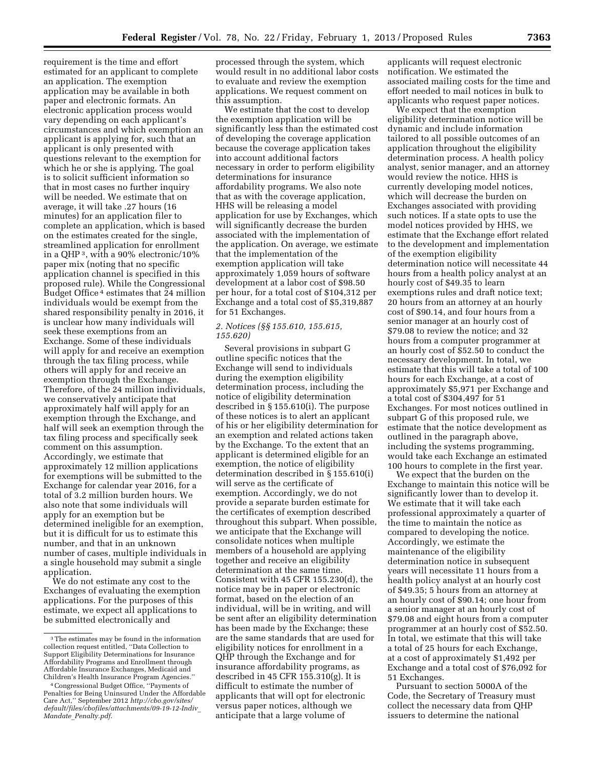requirement is the time and effort estimated for an applicant to complete an application. The exemption application may be available in both paper and electronic formats. An electronic application process would vary depending on each applicant's circumstances and which exemption an applicant is applying for, such that an applicant is only presented with questions relevant to the exemption for which he or she is applying. The goal is to solicit sufficient information so that in most cases no further inquiry will be needed. We estimate that on average, it will take .27 hours (16 minutes) for an application filer to complete an application, which is based on the estimates created for the single, streamlined application for enrollment in a QHP [3], with a 90% electronic/10% paper mix (noting that no specific application channel is specified in this proposed rule). While the Congressional Budget Office [4] estimates that 24 million individuals would be exempt from the shared responsibility penalty in 2016, it is unclear how many individuals will seek these exemptions from an Exchange. Some of these individuals will apply for and receive an exemption through the tax filing process, while others will apply for and receive an exemption through the Exchange. Therefore, of the 24 million individuals, we conservatively anticipate that approximately half will apply for an exemption through the Exchange, and half will seek an exemption through the tax filing process and specifically seek comment on this assumption. Accordingly, we estimate that approximately 12 million applications for exemptions will be submitted to the Exchange for calendar year 2016, for a total of 3.2 million burden hours. We also note that some individuals will apply for an exemption but be determined ineligible for an exemption, but it is difficult for us to estimate this number, and that in an unknown number of cases, multiple individuals in a single household may submit a single application.

We do not estimate any cost to the Exchanges of evaluating the exemption applications. For the purposes of this estimate, we expect all applications to be submitted electronically and processed through the system, which would result in no additional labor costs to evaluate and review the exemption applications. We request comment on this assumption.

We estimate that the cost to develop the exemption application will be significantly less than the estimated cost of developing the coverage application because the coverage application takes into account additional factors necessary in order to perform eligibility determinations for insurance affordability programs. We also note that as with the coverage application, HHS will be releasing a model application for use by Exchanges, which will significantly decrease the burden associated with the implementation of the application. On average, we estimate that the implementation of the exemption application will take approximately 1,059 hours of software development at a labor cost of $98.50 per hour, for a total cost of $104,312 per Exchange and a total cost of $5,319,887 for 51 Exchanges.

*2. Notices (§§ 155.610, 155.615, 155.620)*

Several provisions in subpart G outline specific notices that the Exchange will send to individuals during the exemption eligibility determination process, including the notice of eligibility determination described in § 155.610(i). The purpose of these notices is to alert an applicant of his or her eligibility determination for an exemption and related actions taken by the Exchange. To the extent that an applicant is determined eligible for an exemption, the notice of eligibility determination described in § 155.610(i) will serve as the certificate of exemption. Accordingly, we do not provide a separate burden estimate for the certificates of exemption described throughout this subpart. When possible, we anticipate that the Exchange will consolidate notices when multiple members of a household are applying together and receive an eligibility determination at the same time. Consistent with 45 CFR 155.230(d), the notice may be in paper or electronic format, based on the election of an individual, will be in writing, and will be sent after an eligibility determination has been made by the Exchange; these are the same standards that are used for eligibility notices for enrollment in a QHP through the Exchange and for insurance affordability programs, as described in 45 CFR 155.310(g). It is difficult to estimate the number of applicants that will opt for electronic versus paper notices, although we anticipate that a large volume of applicants will request electronic notification. We estimated the associated mailing costs for the time and effort needed to mail notices in bulk to applicants who request paper notices.

We expect that the exemption eligibility determination notice will be dynamic and include information tailored to all possible outcomes of an application throughout the eligibility determination process. A health policy analyst, senior manager, and an attorney would review the notice. HHS is currently developing model notices, which will decrease the burden on Exchanges associated with providing such notices. If a state opts to use the model notices provided by HHS, we estimate that the Exchange effort related to the development and implementation of the exemption eligibility determination notice will necessitate 44 hours from a health policy analyst at an hourly cost of $49.35 to learn exemptions rules and draft notice text; 20 hours from an attorney at an hourly cost of $90.14, and four hours from a senior manager at an hourly cost of $79.08 to review the notice; and 32 hours from a computer programmer at an hourly cost of $52.50 to conduct the necessary development. In total, we estimate that this will take a total of 100 hours for each Exchange, at a cost of approximately $5,971 per Exchange and a total cost of $304,497 for 51 Exchanges. For most notices outlined in subpart G of this proposed rule, we estimate that the notice development as outlined in the paragraph above, including the systems programming, would take each Exchange an estimated 100 hours to complete in the first year.

We expect that the burden on the Exchange to maintain this notice will be significantly lower than to develop it. We estimate that it will take each professional approximately a quarter of the time to maintain the notice as compared to developing the notice. Accordingly, we estimate the maintenance of the eligibility determination notice in subsequent years will necessitate 11 hours from a health policy analyst at an hourly cost of $49.35; 5 hours from an attorney at an hourly cost of $90.14; one hour from a senior manager at an hourly cost of $79.08 and eight hours from a computer programmer at an hourly cost of $52.50. In total, we estimate that this will take a total of 25 hours for each Exchange, at a cost of approximately $1,492 per Exchange and a total cost of $76,092 for 51 Exchanges.

Pursuant to section 5000A of the Code, the Secretary of Treasury must collect the necessary data from QHP issuers to determine the national

---

[3] The estimates may be found in the information collection request entitled, "Data Collection to Support Eligibility Determinations for Insurance Affordability Programs and Enrollment through Affordable Insurance Exchanges, Medicaid and Children's Health Insurance Program Agencies."

[4] Congressional Budget Office, "Payments of Penalties for Being Uninsured Under the Affordable Care Act," September 2012 *http://cbo.gov/sites/default/files/cbofiles/attachments/09-19-12-Indiv_Mandate_Penalty.pdf.*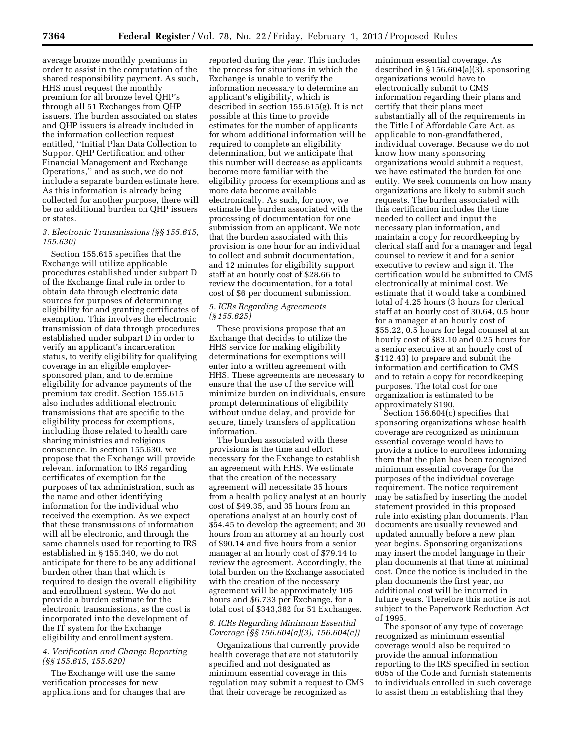average bronze monthly premiums in order to assist in the computation of the shared responsibility payment. As such, HHS must request the monthly premium for all bronze level QHP's through all 51 Exchanges from QHP issuers. The burden associated on states and QHP issuers is already included in the information collection request entitled, ''Initial Plan Data Collection to Support QHP Certification and other Financial Management and Exchange Operations,'' and as such, we do not include a separate burden estimate here. As this information is already being collected for another purpose, there will be no additional burden on QHP issuers or states.

*3. Electronic Transmissions (§§ 155.615, 155.630)*

Section 155.615 specifies that the Exchange will utilize applicable procedures established under subpart D of the Exchange final rule in order to obtain data through electronic data sources for purposes of determining eligibility for and granting certificates of exemption. This involves the electronic transmission of data through procedures established under subpart D in order to verify an applicant's incarceration status, to verify eligibility for qualifying coverage in an eligible employer-sponsored plan, and to determine eligibility for advance payments of the premium tax credit. Section 155.615 also includes additional electronic transmissions that are specific to the eligibility process for exemptions, including those related to health care sharing ministries and religious conscience. In section 155.630, we propose that the Exchange will provide relevant information to IRS regarding certificates of exemption for the purposes of tax administration, such as the name and other identifying information for the individual who received the exemption. As we expect that these transmissions of information will all be electronic, and through the same channels used for reporting to IRS established in § 155.340, we do not anticipate for there to be any additional burden other than that which is required to design the overall eligibility and enrollment system. We do not provide a burden estimate for the electronic transmissions, as the cost is incorporated into the development of the IT system for the Exchange eligibility and enrollment system.

*4. Verification and Change Reporting (§§ 155.615, 155.620)*

The Exchange will use the same verification processes for new applications and for changes that are reported during the year. This includes the process for situations in which the Exchange is unable to verify the information necessary to determine an applicant's eligibility, which is described in section 155.615(g). It is not possible at this time to provide estimates for the number of applicants for whom additional information will be required to complete an eligibility determination, but we anticipate that this number will decrease as applicants become more familiar with the eligibility process for exemptions and as more data become available electronically. As such, for now, we estimate the burden associated with the processing of documentation for one submission from an applicant. We note that the burden associated with this provision is one hour for an individual to collect and submit documentation, and 12 minutes for eligibility support staff at an hourly cost of $28.66 to review the documentation, for a total cost of $6 per document submission.

*5. ICRs Regarding Agreements (§ 155.625)*

These provisions propose that an Exchange that decides to utilize the HHS service for making eligibility determinations for exemptions will enter into a written agreement with HHS. These agreements are necessary to ensure that the use of the service will minimize burden on individuals, ensure prompt determinations of eligibility without undue delay, and provide for secure, timely transfers of application information.

The burden associated with these provisions is the time and effort necessary for the Exchange to establish an agreement with HHS. We estimate that the creation of the necessary agreement will necessitate 35 hours from a health policy analyst at an hourly cost of $49.35, and 35 hours from an operations analyst at an hourly cost of $54.45 to develop the agreement; and 30 hours from an attorney at an hourly cost of $90.14 and five hours from a senior manager at an hourly cost of $79.14 to review the agreement. Accordingly, the total burden on the Exchange associated with the creation of the necessary agreement will be approximately 105 hours and $6,733 per Exchange, for a total cost of $343,382 for 51 Exchanges.

*6. ICRs Regarding Minimum Essential Coverage (§§ 156.604(a)(3), 156.604(c))*

Organizations that currently provide health coverage that are not statutorily specified and not designated as minimum essential coverage in this regulation may submit a request to CMS that their coverage be recognized as minimum essential coverage. As described in § 156.604(a)(3), sponsoring organizations would have to electronically submit to CMS information regarding their plans and certify that their plans meet substantially all of the requirements in the Title I of Affordable Care Act, as applicable to non-grandfathered, individual coverage. Because we do not know how many sponsoring organizations would submit a request, we have estimated the burden for one entity. We seek comments on how many organizations are likely to submit such requests. The burden associated with this certification includes the time needed to collect and input the necessary plan information, and maintain a copy for recordkeeping by clerical staff and for a manager and legal counsel to review it and for a senior executive to review and sign it. The certification would be submitted to CMS electronically at minimal cost. We estimate that it would take a combined total of 4.25 hours (3 hours for clerical staff at an hourly cost of 30.64, 0.5 hour for a manager at an hourly cost of $55.22, 0.5 hours for legal counsel at an hourly cost of $83.10 and 0.25 hours for a senior executive at an hourly cost of $112.43) to prepare and submit the information and certification to CMS and to retain a copy for recordkeeping purposes. The total cost for one organization is estimated to be approximately $190.

Section 156.604(c) specifies that sponsoring organizations whose health coverage are recognized as minimum essential coverage would have to provide a notice to enrollees informing them that the plan has been recognized minimum essential coverage for the purposes of the individual coverage requirement. The notice requirement may be satisfied by inserting the model statement provided in this proposed rule into existing plan documents. Plan documents are usually reviewed and updated annually before a new plan year begins. Sponsoring organizations may insert the model language in their plan documents at that time at minimal cost. Once the notice is included in the plan documents the first year, no additional cost will be incurred in future years. Therefore this notice is not subject to the Paperwork Reduction Act of 1995.

The sponsor of any type of coverage recognized as minimum essential coverage would also be required to provide the annual information reporting to the IRS specified in section 6055 of the Code and furnish statements to individuals enrolled in such coverage to assist them in establishing that they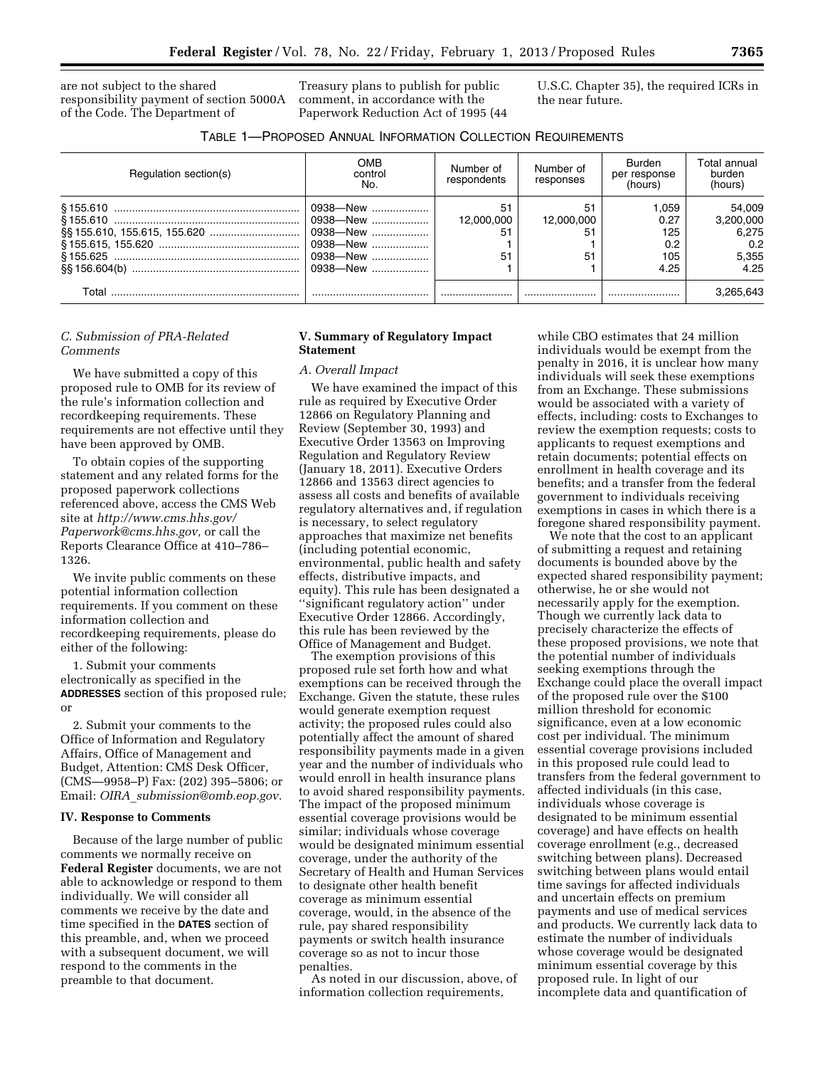are not subject to the shared responsibility payment of section 5000A of the Code. The Department of Treasury plans to publish for public comment, in accordance with the Paperwork Reduction Act of 1995 (44 U.S.C. Chapter 35), the required ICRs in the near future.

TABLE 1—PROPOSED ANNUAL INFORMATION COLLECTION REQUIREMENTS

| Regulation section(s) | OMB control No. | Number of respondents | Number of responses | Burden per response (hours) | Total annual burden (hours) |
|---|---|---|---|---|---|
| § 155.610 | 0938—New | 51 | 51 | 1,059 | 54,009 |
| § 155.610 | 0938—New | 12,000,000 | 12,000,000 | 0.27 | 3,200,000 |
| §§ 155.610, 155.615, 155.620 | 0938—New | 51 | 51 | 125 | 6,275 |
| § 155.615, 155.620 | 0938—New | 1 | 1 | 0.2 | 0.2 |
| § 155.625 | 0938—New | 51 | 51 | 105 | 5,355 |
| §§ 156.604(b) | 0938—New | 1 | 1 | 4.25 | 4.25 |
| Total | | | | | 3,265,643 |

### *C. Submission of PRA-Related Comments*

We have submitted a copy of this proposed rule to OMB for its review of the rule's information collection and recordkeeping requirements. These requirements are not effective until they have been approved by OMB.

To obtain copies of the supporting statement and any related forms for the proposed paperwork collections referenced above, access the CMS Web site at *http://www.cms.hhs.gov/Paperwork@cms.hhs.gov,* or call the Reports Clearance Office at 410–786–1326.

We invite public comments on these potential information collection requirements. If you comment on these information collection and recordkeeping requirements, please do either of the following:

1. Submit your comments electronically as specified in the **ADDRESSES** section of this proposed rule; or

2. Submit your comments to the Office of Information and Regulatory Affairs, Office of Management and Budget, Attention: CMS Desk Officer, (CMS—9958–P) Fax: (202) 395–5806; or Email: *OIRA_submission@omb.eop.gov.*

## IV. Response to Comments

Because of the large number of public comments we normally receive on **Federal Register** documents, we are not able to acknowledge or respond to them individually. We will consider all comments we receive by the date and time specified in the **DATES** section of this preamble, and, when we proceed with a subsequent document, we will respond to the comments in the preamble to that document.

## V. Summary of Regulatory Impact Statement

### *A. Overall Impact*

We have examined the impact of this rule as required by Executive Order 12866 on Regulatory Planning and Review (September 30, 1993) and Executive Order 13563 on Improving Regulation and Regulatory Review (January 18, 2011). Executive Orders 12866 and 13563 direct agencies to assess all costs and benefits of available regulatory alternatives and, if regulation is necessary, to select regulatory approaches that maximize net benefits (including potential economic, environmental, public health and safety effects, distributive impacts, and equity). This rule has been designated a ''significant regulatory action'' under Executive Order 12866. Accordingly, this rule has been reviewed by the Office of Management and Budget.

The exemption provisions of this proposed rule set forth how and what exemptions can be received through the Exchange. Given the statute, these rules would generate exemption request activity; the proposed rules could also potentially affect the amount of shared responsibility payments made in a given year and the number of individuals who would enroll in health insurance plans to avoid shared responsibility payments. The impact of the proposed minimum essential coverage provisions would be similar; individuals whose coverage would be designated minimum essential coverage, under the authority of the Secretary of Health and Human Services to designate other health benefit coverage as minimum essential coverage, would, in the absence of the rule, pay shared responsibility payments or switch health insurance coverage so as not to incur those penalties.

As noted in our discussion, above, of information collection requirements, while CBO estimates that 24 million individuals would be exempt from the penalty in 2016, it is unclear how many individuals will seek these exemptions from an Exchange. These submissions would be associated with a variety of effects, including: costs to Exchanges to review the exemption requests; costs to applicants to request exemptions and retain documents; potential effects on enrollment in health coverage and its benefits; and a transfer from the federal government to individuals receiving exemptions in cases in which there is a foregone shared responsibility payment.

We note that the cost to an applicant of submitting a request and retaining documents is bounded above by the expected shared responsibility payment; otherwise, he or she would not necessarily apply for the exemption. Though we currently lack data to precisely characterize the effects of these proposed provisions, we note that the potential number of individuals seeking exemptions through the Exchange could place the overall impact of the proposed rule over the $100 million threshold for economic significance, even at a low economic cost per individual. The minimum essential coverage provisions included in this proposed rule could lead to transfers from the federal government to affected individuals (in this case, individuals whose coverage is designated to be minimum essential coverage) and have effects on health coverage enrollment (e.g., decreased switching between plans). Decreased switching between plans would entail time savings for affected individuals and uncertain effects on premium payments and use of medical services and products. We currently lack data to estimate the number of individuals whose coverage would be designated minimum essential coverage by this proposed rule. In light of our incomplete data and quantification of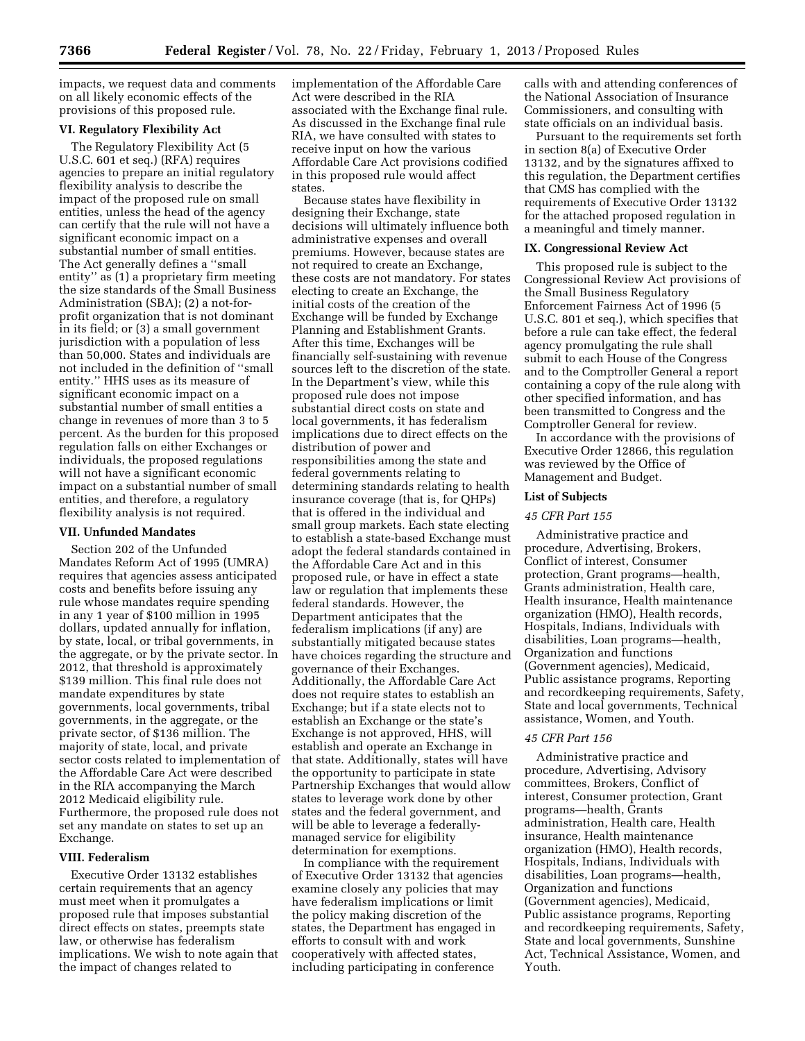impacts, we request data and comments on all likely economic effects of the provisions of this proposed rule.

### VI. Regulatory Flexibility Act

The Regulatory Flexibility Act (5 U.S.C. 601 et seq.) (RFA) requires agencies to prepare an initial regulatory flexibility analysis to describe the impact of the proposed rule on small entities, unless the head of the agency can certify that the rule will not have a significant economic impact on a substantial number of small entities. The Act generally defines a ''small entity'' as (1) a proprietary firm meeting the size standards of the Small Business Administration (SBA); (2) a not-for-profit organization that is not dominant in its field; or (3) a small government jurisdiction with a population of less than 50,000. States and individuals are not included in the definition of ''small entity.'' HHS uses as its measure of significant economic impact on a substantial number of small entities a change in revenues of more than 3 to 5 percent. As the burden for this proposed regulation falls on either Exchanges or individuals, the proposed regulations will not have a significant economic impact on a substantial number of small entities, and therefore, a regulatory flexibility analysis is not required.

### VII. Unfunded Mandates

Section 202 of the Unfunded Mandates Reform Act of 1995 (UMRA) requires that agencies assess anticipated costs and benefits before issuing any rule whose mandates require spending in any 1 year of $100 million in 1995 dollars, updated annually for inflation, by state, local, or tribal governments, in the aggregate, or by the private sector. In 2012, that threshold is approximately $139 million. This final rule does not mandate expenditures by state governments, local governments, tribal governments, in the aggregate, or the private sector, of $136 million. The majority of state, local, and private sector costs related to implementation of the Affordable Care Act were described in the RIA accompanying the March 2012 Medicaid eligibility rule. Furthermore, the proposed rule does not set any mandate on states to set up an Exchange.

### VIII. Federalism

Executive Order 13132 establishes certain requirements that an agency must meet when it promulgates a proposed rule that imposes substantial direct effects on states, preempts state law, or otherwise has federalism implications. We wish to note again that the impact of changes related to implementation of the Affordable Care Act were described in the RIA associated with the Exchange final rule. As discussed in the Exchange final rule RIA, we have consulted with states to receive input on how the various Affordable Care Act provisions codified in this proposed rule would affect states.

Because states have flexibility in designing their Exchange, state decisions will ultimately influence both administrative expenses and overall premiums. However, because states are not required to create an Exchange, these costs are not mandatory. For states electing to create an Exchange, the initial costs of the creation of the Exchange will be funded by Exchange Planning and Establishment Grants. After this time, Exchanges will be financially self-sustaining with revenue sources left to the discretion of the state. In the Department's view, while this proposed rule does not impose substantial direct costs on state and local governments, it has federalism implications due to direct effects on the distribution of power and responsibilities among the state and federal governments relating to determining standards relating to health insurance coverage (that is, for QHPs) that is offered in the individual and small group markets. Each state electing to establish a state-based Exchange must adopt the federal standards contained in the Affordable Care Act and in this proposed rule, or have in effect a state law or regulation that implements these federal standards. However, the Department anticipates that the federalism implications (if any) are substantially mitigated because states have choices regarding the structure and governance of their Exchanges. Additionally, the Affordable Care Act does not require states to establish an Exchange; but if a state elects not to establish an Exchange or the state's Exchange is not approved, HHS, will establish and operate an Exchange in that state. Additionally, states will have the opportunity to participate in state Partnership Exchanges that would allow states to leverage work done by other states and the federal government, and will be able to leverage a federally-managed service for eligibility determination for exemptions.

In compliance with the requirement of Executive Order 13132 that agencies examine closely any policies that may have federalism implications or limit the policy making discretion of the states, the Department has engaged in efforts to consult with and work cooperatively with affected states, including participating in conference calls with and attending conferences of the National Association of Insurance Commissioners, and consulting with state officials on an individual basis.

Pursuant to the requirements set forth in section 8(a) of Executive Order 13132, and by the signatures affixed to this regulation, the Department certifies that CMS has complied with the requirements of Executive Order 13132 for the attached proposed regulation in a meaningful and timely manner.

### IX. Congressional Review Act

This proposed rule is subject to the Congressional Review Act provisions of the Small Business Regulatory Enforcement Fairness Act of 1996 (5 U.S.C. 801 et seq.), which specifies that before a rule can take effect, the federal agency promulgating the rule shall submit to each House of the Congress and to the Comptroller General a report containing a copy of the rule along with other specified information, and has been transmitted to Congress and the Comptroller General for review.

In accordance with the provisions of Executive Order 12866, this regulation was reviewed by the Office of Management and Budget.

### List of Subjects

*45 CFR Part 155*

Administrative practice and procedure, Advertising, Brokers, Conflict of interest, Consumer protection, Grant programs—health, Grants administration, Health care, Health insurance, Health maintenance organization (HMO), Health records, Hospitals, Indians, Individuals with disabilities, Loan programs—health, Organization and functions (Government agencies), Medicaid, Public assistance programs, Reporting and recordkeeping requirements, Safety, State and local governments, Technical assistance, Women, and Youth.

*45 CFR Part 156*

Administrative practice and procedure, Advertising, Advisory committees, Brokers, Conflict of interest, Consumer protection, Grant programs—health, Grants administration, Health care, Health insurance, Health maintenance organization (HMO), Health records, Hospitals, Indians, Individuals with disabilities, Loan programs—health, Organization and functions (Government agencies), Medicaid, Public assistance programs, Reporting and recordkeeping requirements, Safety, State and local governments, Sunshine Act, Technical Assistance, Women, and Youth.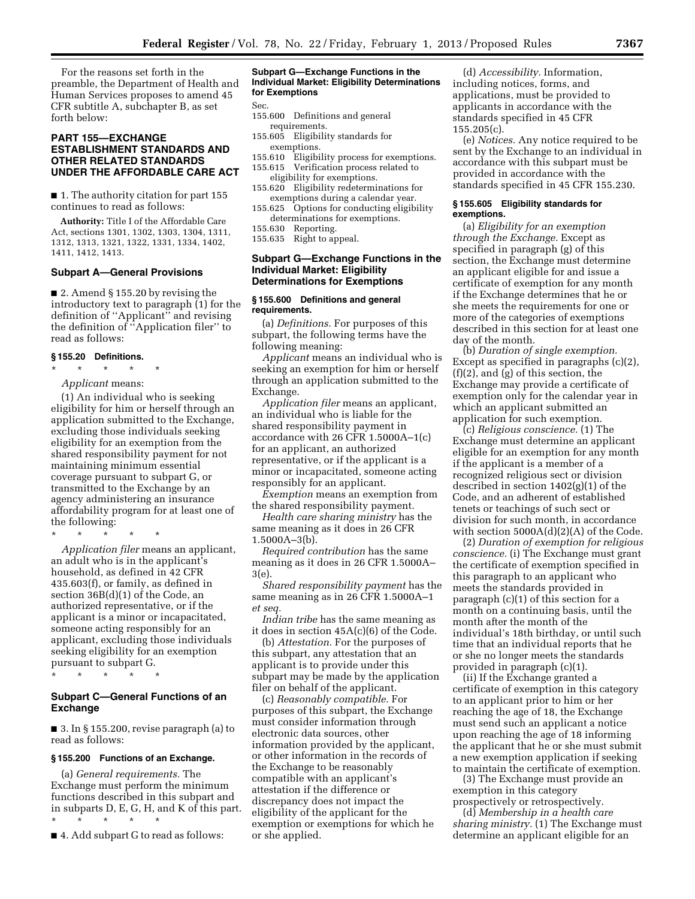For the reasons set forth in the preamble, the Department of Health and Human Services proposes to amend 45 CFR subtitle A, subchapter B, as set forth below:

## PART 155—EXCHANGE ESTABLISHMENT STANDARDS AND OTHER RELATED STANDARDS UNDER THE AFFORDABLE CARE ACT

■ 1. The authority citation for part 155 continues to read as follows:

**Authority:** Title I of the Affordable Care Act, sections 1301, 1302, 1303, 1304, 1311, 1312, 1313, 1321, 1322, 1331, 1334, 1402, 1411, 1412, 1413.

### Subpart A—General Provisions

■ 2. Amend § 155.20 by revising the introductory text to paragraph (1) for the definition of "Applicant" and revising the definition of "Application filer" to read as follows:

#### § 155.20 Definitions.

\* \* \* \* \*

*Applicant* means:

(1) An individual who is seeking eligibility for him or herself through an application submitted to the Exchange, excluding those individuals seeking eligibility for an exemption from the shared responsibility payment for not maintaining minimum essential coverage pursuant to subpart G, or transmitted to the Exchange by an agency administering an insurance affordability program for at least one of the following:

\* \* \* \* \*

*Application filer* means an applicant, an adult who is in the applicant's household, as defined in 42 CFR 435.603(f), or family, as defined in section 36B(d)(1) of the Code, an authorized representative, or if the applicant is a minor or incapacitated, someone acting responsibly for an applicant, excluding those individuals seeking eligibility for an exemption pursuant to subpart G.

\* \* \* \* \*

### Subpart C—General Functions of an Exchange

■ 3. In § 155.200, revise paragraph (a) to read as follows:

#### § 155.200 Functions of an Exchange.

(a) *General requirements.* The Exchange must perform the minimum functions described in this subpart and in subparts D, E, G, H, and K of this part.

\* \* \* \* \*

■ 4. Add subpart G to read as follows:

**Subpart G—Exchange Functions in the Individual Market: Eligibility Determinations for Exemptions**

Sec.
155.600 Definitions and general requirements.
155.605 Eligibility standards for exemptions.
155.610 Eligibility process for exemptions.
155.615 Verification process related to eligibility for exemptions.
155.620 Eligibility redeterminations for exemptions during a calendar year.
155.625 Options for conducting eligibility determinations for exemptions.
155.630 Reporting.
155.635 Right to appeal.

### Subpart G—Exchange Functions in the Individual Market: Eligibility Determinations for Exemptions

#### § 155.600 Definitions and general requirements.

(a) *Definitions.* For purposes of this subpart, the following terms have the following meaning:

*Applicant* means an individual who is seeking an exemption for him or herself through an application submitted to the Exchange.

*Application filer* means an applicant, an individual who is liable for the shared responsibility payment in accordance with 26 CFR 1.5000A–1(c) for an applicant, an authorized representative, or if the applicant is a minor or incapacitated, someone acting responsibly for an applicant.

*Exemption* means an exemption from the shared responsibility payment.

*Health care sharing ministry* has the same meaning as it does in 26 CFR 1.5000A–3(b).

*Required contribution* has the same meaning as it does in 26 CFR 1.5000A–3(e).

*Shared responsibility payment* has the same meaning as in 26 CFR 1.5000A–1 *et seq.*

*Indian tribe* has the same meaning as it does in section 45A(c)(6) of the Code.

(b) *Attestation.* For the purposes of this subpart, any attestation that an applicant is to provide under this subpart may be made by the application filer on behalf of the applicant.

(c) *Reasonably compatible.* For purposes of this subpart, the Exchange must consider information through electronic data sources, other information provided by the applicant, or other information in the records of the Exchange to be reasonably compatible with an applicant's attestation if the difference or discrepancy does not impact the eligibility of the applicant for the exemption or exemptions for which he or she applied.

(d) *Accessibility.* Information, including notices, forms, and applications, must be provided to applicants in accordance with the standards specified in 45 CFR 155.205(c).

(e) *Notices.* Any notice required to be sent by the Exchange to an individual in accordance with this subpart must be provided in accordance with the standards specified in 45 CFR 155.230.

#### § 155.605 Eligibility standards for exemptions.

(a) *Eligibility for an exemption through the Exchange.* Except as specified in paragraph (g) of this section, the Exchange must determine an applicant eligible for and issue a certificate of exemption for any month if the Exchange determines that he or she meets the requirements for one or more of the categories of exemptions described in this section for at least one day of the month.

(b) *Duration of single exemption.* Except as specified in paragraphs (c)(2), (f)(2), and (g) of this section, the Exchange may provide a certificate of exemption only for the calendar year in which an applicant submitted an application for such exemption.

(c) *Religious conscience.* (1) The Exchange must determine an applicant eligible for an exemption for any month if the applicant is a member of a recognized religious sect or division described in section 1402(g)(1) of the Code, and an adherent of established tenets or teachings of such sect or division for such month, in accordance with section 5000A(d)(2)(A) of the Code.

(2) *Duration of exemption for religious conscience.* (i) The Exchange must grant the certificate of exemption specified in this paragraph to an applicant who meets the standards provided in paragraph (c)(1) of this section for a month on a continuing basis, until the month after the month of the individual's 18th birthday, or until such time that an individual reports that he or she no longer meets the standards provided in paragraph (c)(1).

(ii) If the Exchange granted a certificate of exemption in this category to an applicant prior to him or her reaching the age of 18, the Exchange must send such an applicant a notice upon reaching the age of 18 informing the applicant that he or she must submit a new exemption application if seeking to maintain the certificate of exemption.

(3) The Exchange must provide an exemption in this category prospectively or retrospectively.

(d) *Membership in a health care sharing ministry.* (1) The Exchange must determine an applicant eligible for an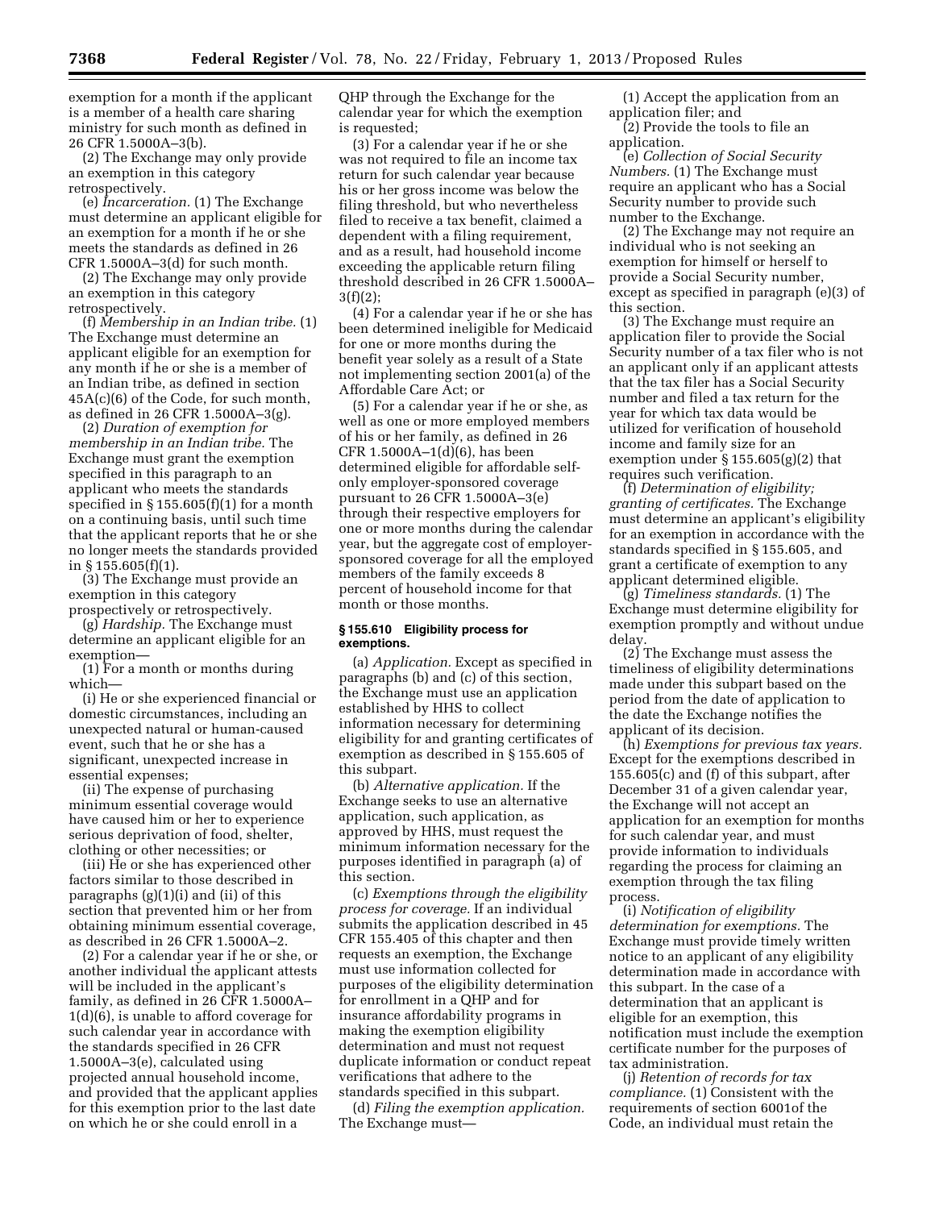exemption for a month if the applicant is a member of a health care sharing ministry for such month as defined in 26 CFR 1.5000A–3(b).

(2) The Exchange may only provide an exemption in this category retrospectively.

(e) *Incarceration.* (1) The Exchange must determine an applicant eligible for an exemption for a month if he or she meets the standards as defined in 26 CFR 1.5000A–3(d) for such month.

(2) The Exchange may only provide an exemption in this category retrospectively.

(f) *Membership in an Indian tribe.* (1) The Exchange must determine an applicant eligible for an exemption for any month if he or she is a member of an Indian tribe, as defined in section 45A(c)(6) of the Code, for such month, as defined in 26 CFR 1.5000A–3(g).

(2) *Duration of exemption for membership in an Indian tribe.* The Exchange must grant the exemption specified in this paragraph to an applicant who meets the standards specified in § 155.605(f)(1) for a month on a continuing basis, until such time that the applicant reports that he or she no longer meets the standards provided in § 155.605(f)(1).

(3) The Exchange must provide an exemption in this category prospectively or retrospectively.

(g) *Hardship.* The Exchange must determine an applicant eligible for an exemption—

(1) For a month or months during which—

(i) He or she experienced financial or domestic circumstances, including an unexpected natural or human-caused event, such that he or she has a significant, unexpected increase in essential expenses;

(ii) The expense of purchasing minimum essential coverage would have caused him or her to experience serious deprivation of food, shelter, clothing or other necessities; or

(iii) He or she has experienced other factors similar to those described in paragraphs (g)(1)(i) and (ii) of this section that prevented him or her from obtaining minimum essential coverage, as described in 26 CFR 1.5000A–2.

(2) For a calendar year if he or she, or another individual the applicant attests will be included in the applicant's family, as defined in 26 CFR 1.5000A–1(d)(6), is unable to afford coverage for such calendar year in accordance with the standards specified in 26 CFR 1.5000A–3(e), calculated using projected annual household income, and provided that the applicant applies for this exemption prior to the last date on which he or she could enroll in a QHP through the Exchange for the calendar year for which the exemption is requested;

(3) For a calendar year if he or she was not required to file an income tax return for such calendar year because his or her gross income was below the filing threshold, but who nevertheless filed to receive a tax benefit, claimed a dependent with a filing requirement, and as a result, had household income exceeding the applicable return filing threshold described in 26 CFR 1.5000A–3(f)(2);

(4) For a calendar year if he or she has been determined ineligible for Medicaid for one or more months during the benefit year solely as a result of a State not implementing section 2001(a) of the Affordable Care Act; or

(5) For a calendar year if he or she, as well as one or more employed members of his or her family, as defined in 26 CFR 1.5000A–1(d)(6), has been determined eligible for affordable self-only employer-sponsored coverage pursuant to 26 CFR 1.5000A–3(e) through their respective employers for one or more months during the calendar year, but the aggregate cost of employer-sponsored coverage for all the employed members of the family exceeds 8 percent of household income for that month or those months.

### § 155.610 Eligibility process for exemptions.

(a) *Application.* Except as specified in paragraphs (b) and (c) of this section, the Exchange must use an application established by HHS to collect information necessary for determining eligibility for and granting certificates of exemption as described in § 155.605 of this subpart.

(b) *Alternative application.* If the Exchange seeks to use an alternative application, such application, as approved by HHS, must request the minimum information necessary for the purposes identified in paragraph (a) of this section.

(c) *Exemptions through the eligibility process for coverage.* If an individual submits the application described in 45 CFR 155.405 of this chapter and then requests an exemption, the Exchange must use information collected for purposes of the eligibility determination for enrollment in a QHP and for insurance affordability programs in making the exemption eligibility determination and must not request duplicate information or conduct repeat verifications that adhere to the standards specified in this subpart.

(d) *Filing the exemption application.* The Exchange must—

(1) Accept the application from an application filer; and

(2) Provide the tools to file an application.

(e) *Collection of Social Security Numbers.* (1) The Exchange must require an applicant who has a Social Security number to provide such number to the Exchange.

(2) The Exchange may not require an individual who is not seeking an exemption for himself or herself to provide a Social Security number, except as specified in paragraph (e)(3) of this section.

(3) The Exchange must require an application filer to provide the Social Security number of a tax filer who is not an applicant only if an applicant attests that the tax filer has a Social Security number and filed a tax return for the year for which tax data would be utilized for verification of household income and family size for an exemption under § 155.605(g)(2) that requires such verification.

(f) *Determination of eligibility; granting of certificates.* The Exchange must determine an applicant's eligibility for an exemption in accordance with the standards specified in § 155.605, and grant a certificate of exemption to any applicant determined eligible.

(g) *Timeliness standards.* (1) The Exchange must determine eligibility for exemption promptly and without undue delay.

(2) The Exchange must assess the timeliness of eligibility determinations made under this subpart based on the period from the date of application to the date the Exchange notifies the applicant of its decision.

(h) *Exemptions for previous tax years.* Except for the exemptions described in 155.605(c) and (f) of this subpart, after December 31 of a given calendar year, the Exchange will not accept an application for an exemption for months for such calendar year, and must provide information to individuals regarding the process for claiming an exemption through the tax filing process.

(i) *Notification of eligibility determination for exemptions.* The Exchange must provide timely written notice to an applicant of any eligibility determination made in accordance with this subpart. In the case of a determination that an applicant is eligible for an exemption, this notification must include the exemption certificate number for the purposes of tax administration.

(j) *Retention of records for tax compliance.* (1) Consistent with the requirements of section 6001of the Code, an individual must retain the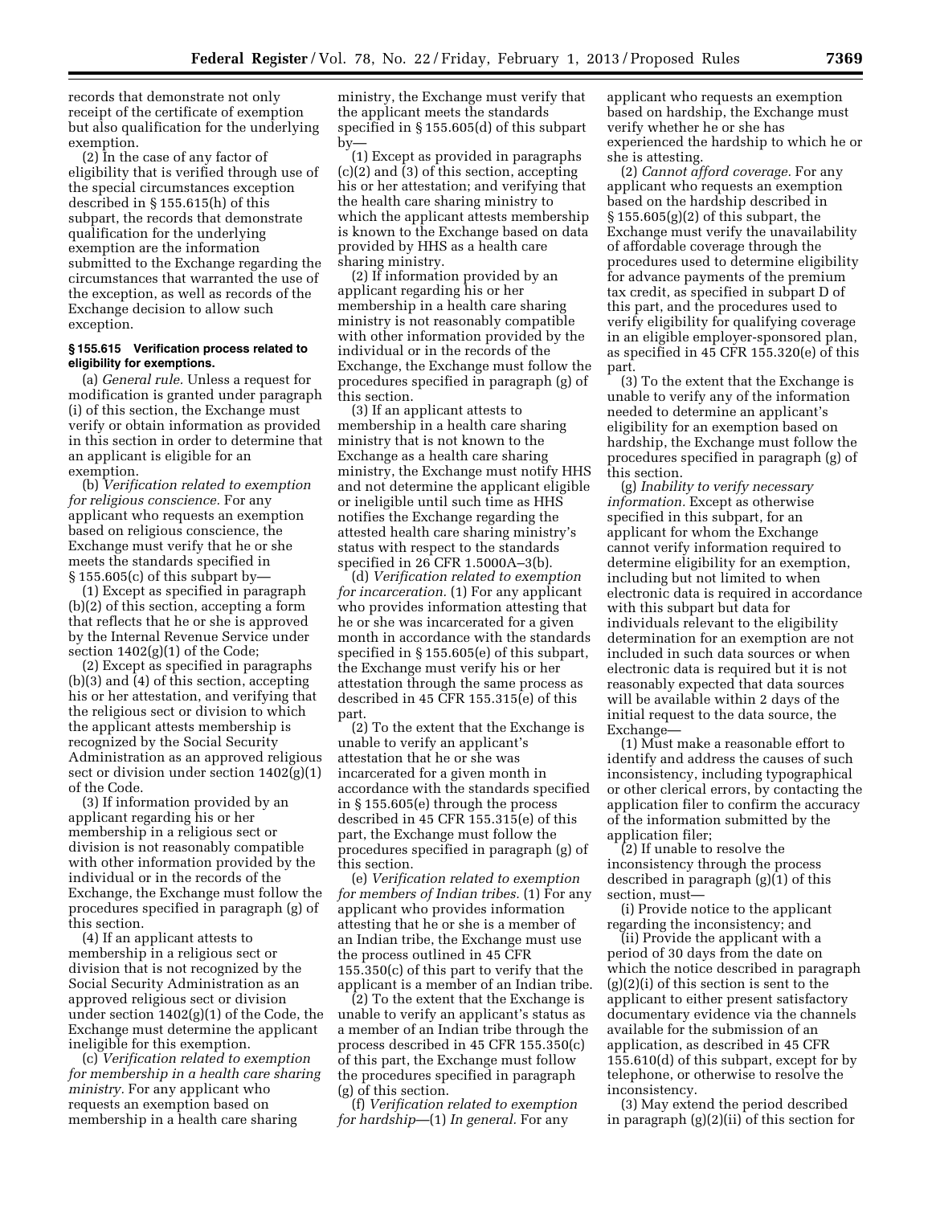records that demonstrate not only receipt of the certificate of exemption but also qualification for the underlying exemption.

(2) In the case of any factor of eligibility that is verified through use of the special circumstances exception described in § 155.615(h) of this subpart, the records that demonstrate qualification for the underlying exemption are the information submitted to the Exchange regarding the circumstances that warranted the use of the exception, as well as records of the Exchange decision to allow such exception.

**§ 155.615 Verification process related to eligibility for exemptions.**

(a) *General rule.* Unless a request for modification is granted under paragraph (i) of this section, the Exchange must verify or obtain information as provided in this section in order to determine that an applicant is eligible for an exemption.

(b) *Verification related to exemption for religious conscience.* For any applicant who requests an exemption based on religious conscience, the Exchange must verify that he or she meets the standards specified in § 155.605(c) of this subpart by—

(1) Except as specified in paragraph (b)(2) of this section, accepting a form that reflects that he or she is approved by the Internal Revenue Service under section 1402(g)(1) of the Code;

(2) Except as specified in paragraphs (b)(3) and (4) of this section, accepting his or her attestation, and verifying that the religious sect or division to which the applicant attests membership is recognized by the Social Security Administration as an approved religious sect or division under section 1402(g)(1) of the Code.

(3) If information provided by an applicant regarding his or her membership in a religious sect or division is not reasonably compatible with other information provided by the individual or in the records of the Exchange, the Exchange must follow the procedures specified in paragraph (g) of this section.

(4) If an applicant attests to membership in a religious sect or division that is not recognized by the Social Security Administration as an approved religious sect or division under section 1402(g)(1) of the Code, the Exchange must determine the applicant ineligible for this exemption.

(c) *Verification related to exemption for membership in a health care sharing ministry.* For any applicant who requests an exemption based on membership in a health care sharing ministry, the Exchange must verify that the applicant meets the standards specified in § 155.605(d) of this subpart by—

(1) Except as provided in paragraphs (c)(2) and (3) of this section, accepting his or her attestation; and verifying that the health care sharing ministry to which the applicant attests membership is known to the Exchange based on data provided by HHS as a health care sharing ministry.

(2) If information provided by an applicant regarding his or her membership in a health care sharing ministry is not reasonably compatible with other information provided by the individual or in the records of the Exchange, the Exchange must follow the procedures specified in paragraph (g) of this section.

(3) If an applicant attests to membership in a health care sharing ministry that is not known to the Exchange as a health care sharing ministry, the Exchange must notify HHS and not determine the applicant eligible or ineligible until such time as HHS notifies the Exchange regarding the attested health care sharing ministry's status with respect to the standards specified in 26 CFR 1.5000A–3(b).

(d) *Verification related to exemption for incarceration.* (1) For any applicant who provides information attesting that he or she was incarcerated for a given month in accordance with the standards specified in § 155.605(e) of this subpart, the Exchange must verify his or her attestation through the same process as described in 45 CFR 155.315(e) of this part.

(2) To the extent that the Exchange is unable to verify an applicant's attestation that he or she was incarcerated for a given month in accordance with the standards specified in § 155.605(e) through the process described in 45 CFR 155.315(e) of this part, the Exchange must follow the procedures specified in paragraph (g) of this section.

(e) *Verification related to exemption for members of Indian tribes.* (1) For any applicant who provides information attesting that he or she is a member of an Indian tribe, the Exchange must use the process outlined in 45 CFR 155.350(c) of this part to verify that the applicant is a member of an Indian tribe.

(2) To the extent that the Exchange is unable to verify an applicant's status as a member of an Indian tribe through the process described in 45 CFR 155.350(c) of this part, the Exchange must follow the procedures specified in paragraph (g) of this section.

(f) *Verification related to exemption for hardship*—(1) *In general.* For any applicant who requests an exemption based on hardship, the Exchange must verify whether he or she has experienced the hardship to which he or she is attesting.

(2) *Cannot afford coverage.* For any applicant who requests an exemption based on the hardship described in § 155.605(g)(2) of this subpart, the Exchange must verify the unavailability of affordable coverage through the procedures used to determine eligibility for advance payments of the premium tax credit, as specified in subpart D of this part, and the procedures used to verify eligibility for qualifying coverage in an eligible employer-sponsored plan, as specified in 45 CFR 155.320(e) of this part.

(3) To the extent that the Exchange is unable to verify any of the information needed to determine an applicant's eligibility for an exemption based on hardship, the Exchange must follow the procedures specified in paragraph (g) of this section.

(g) *Inability to verify necessary information.* Except as otherwise specified in this subpart, for an applicant for whom the Exchange cannot verify information required to determine eligibility for an exemption, including but not limited to when electronic data is required in accordance with this subpart but data for individuals relevant to the eligibility determination for an exemption are not included in such data sources or when electronic data is required but it is not reasonably expected that data sources will be available within 2 days of the initial request to the data source, the Exchange—

(1) Must make a reasonable effort to identify and address the causes of such inconsistency, including typographical or other clerical errors, by contacting the application filer to confirm the accuracy of the information submitted by the application filer;

(2) If unable to resolve the inconsistency through the process described in paragraph (g)(1) of this section, must—

(i) Provide notice to the applicant regarding the inconsistency; and

(ii) Provide the applicant with a period of 30 days from the date on which the notice described in paragraph (g)(2)(i) of this section is sent to the applicant to either present satisfactory documentary evidence via the channels available for the submission of an application, as described in 45 CFR 155.610(d) of this subpart, except for by telephone, or otherwise to resolve the inconsistency.

(3) May extend the period described in paragraph (g)(2)(ii) of this section for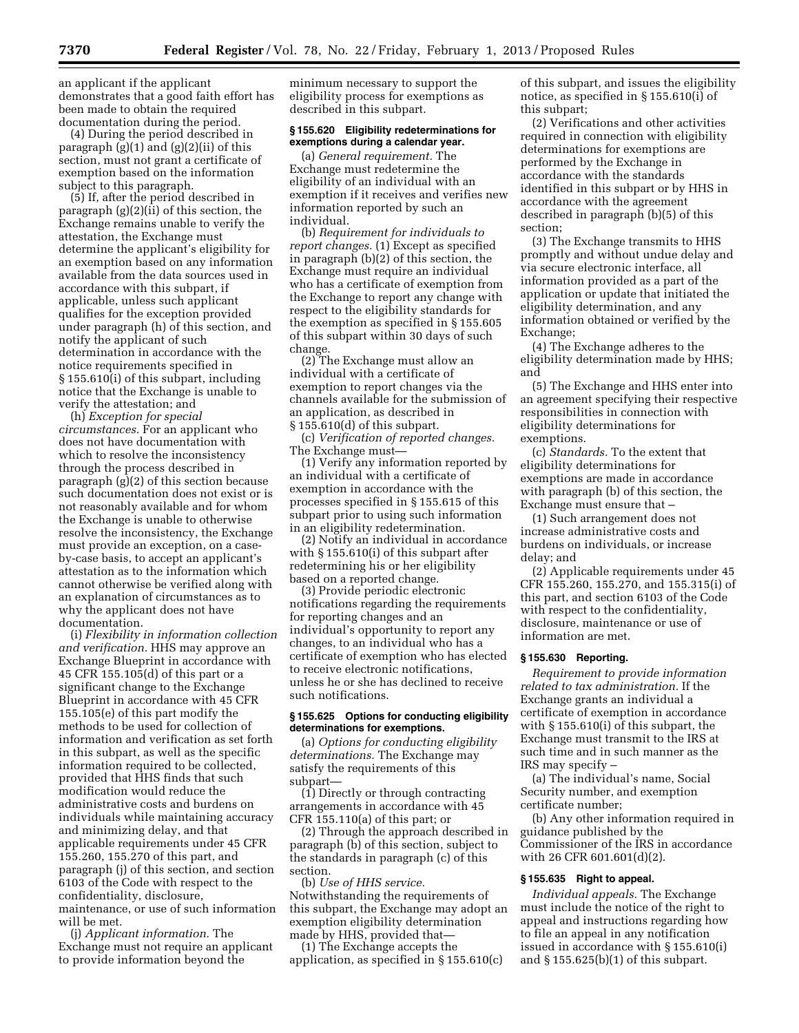an applicant if the applicant demonstrates that a good faith effort has been made to obtain the required documentation during the period.

(4) During the period described in paragraph (g)(1) and (g)(2)(ii) of this section, must not grant a certificate of exemption based on the information subject to this paragraph.

(5) If, after the period described in paragraph (g)(2)(ii) of this section, the Exchange remains unable to verify the attestation, the Exchange must determine the applicant's eligibility for an exemption based on any information available from the data sources used in accordance with this subpart, if applicable, unless such applicant qualifies for the exception provided under paragraph (h) of this section, and notify the applicant of such determination in accordance with the notice requirements specified in § 155.610(i) of this subpart, including notice that the Exchange is unable to verify the attestation; and

(h) *Exception for special circumstances.* For an applicant who does not have documentation with which to resolve the inconsistency through the process described in paragraph (g)(2) of this section because such documentation does not exist or is not reasonably available and for whom the Exchange is unable to otherwise resolve the inconsistency, the Exchange must provide an exception, on a case-by-case basis, to accept an applicant's attestation as to the information which cannot otherwise be verified along with an explanation of circumstances as to why the applicant does not have documentation.

(i) *Flexibility in information collection and verification.* HHS may approve an Exchange Blueprint in accordance with 45 CFR 155.105(d) of this part or a significant change to the Exchange Blueprint in accordance with 45 CFR 155.105(e) of this part modify the methods to be used for collection of information and verification as set forth in this subpart, as well as the specific information required to be collected, provided that HHS finds that such modification would reduce the administrative costs and burdens on individuals while maintaining accuracy and minimizing delay, and that applicable requirements under 45 CFR 155.260, 155.270 of this part, and paragraph (j) of this section, and section 6103 of the Code with respect to the confidentiality, disclosure, maintenance, or use of such information will be met.

(j) *Applicant information.* The Exchange must not require an applicant to provide information beyond the minimum necessary to support the eligibility process for exemptions as described in this subpart.

### § 155.620 Eligibility redeterminations for exemptions during a calendar year.

(a) *General requirement.* The Exchange must redetermine the eligibility of an individual with an exemption if it receives and verifies new information reported by such an individual.

(b) *Requirement for individuals to report changes.* (1) Except as specified in paragraph (b)(2) of this section, the Exchange must require an individual who has a certificate of exemption from the Exchange to report any change with respect to the eligibility standards for the exemption as specified in § 155.605 of this subpart within 30 days of such change.

(2) The Exchange must allow an individual with a certificate of exemption to report changes via the channels available for the submission of an application, as described in § 155.610(d) of this subpart.

(c) *Verification of reported changes.* The Exchange must—

(1) Verify any information reported by an individual with a certificate of exemption in accordance with the processes specified in § 155.615 of this subpart prior to using such information in an eligibility redetermination.

(2) Notify an individual in accordance with § 155.610(i) of this subpart after redetermining his or her eligibility based on a reported change.

(3) Provide periodic electronic notifications regarding the requirements for reporting changes and an individual's opportunity to report any changes, to an individual who has a certificate of exemption who has elected to receive electronic notifications, unless he or she has declined to receive such notifications.

### § 155.625 Options for conducting eligibility determinations for exemptions.

(a) *Options for conducting eligibility determinations.* The Exchange may satisfy the requirements of this subpart—

(1) Directly or through contracting arrangements in accordance with 45 CFR 155.110(a) of this part; or

(2) Through the approach described in paragraph (b) of this section, subject to the standards in paragraph (c) of this section.

(b) *Use of HHS service.* Notwithstanding the requirements of this subpart, the Exchange may adopt an exemption eligibility determination made by HHS, provided that—

(1) The Exchange accepts the application, as specified in § 155.610(c) of this subpart, and issues the eligibility notice, as specified in § 155.610(i) of this subpart;

(2) Verifications and other activities required in connection with eligibility determinations for exemptions are performed by the Exchange in accordance with the standards identified in this subpart or by HHS in accordance with the agreement described in paragraph (b)(5) of this section;

(3) The Exchange transmits to HHS promptly and without undue delay and via secure electronic interface, all information provided as a part of the application or update that initiated the eligibility determination, and any information obtained or verified by the Exchange;

(4) The Exchange adheres to the eligibility determination made by HHS; and

(5) The Exchange and HHS enter into an agreement specifying their respective responsibilities in connection with eligibility determinations for exemptions.

(c) *Standards.* To the extent that eligibility determinations for exemptions are made in accordance with paragraph (b) of this section, the Exchange must ensure that –

(1) Such arrangement does not increase administrative costs and burdens on individuals, or increase delay; and

(2) Applicable requirements under 45 CFR 155.260, 155.270, and 155.315(i) of this part, and section 6103 of the Code with respect to the confidentiality, disclosure, maintenance or use of information are met.

### § 155.630 Reporting.

*Requirement to provide information related to tax administration.* If the Exchange grants an individual a certificate of exemption in accordance with § 155.610(i) of this subpart, the Exchange must transmit to the IRS at such time and in such manner as the IRS may specify –

(a) The individual's name, Social Security number, and exemption certificate number;

(b) Any other information required in guidance published by the Commissioner of the IRS in accordance with 26 CFR 601.601(d)(2).

### § 155.635 Right to appeal.

*Individual appeals.* The Exchange must include the notice of the right to appeal and instructions regarding how to file an appeal in any notification issued in accordance with § 155.610(i) and § 155.625(b)(1) of this subpart.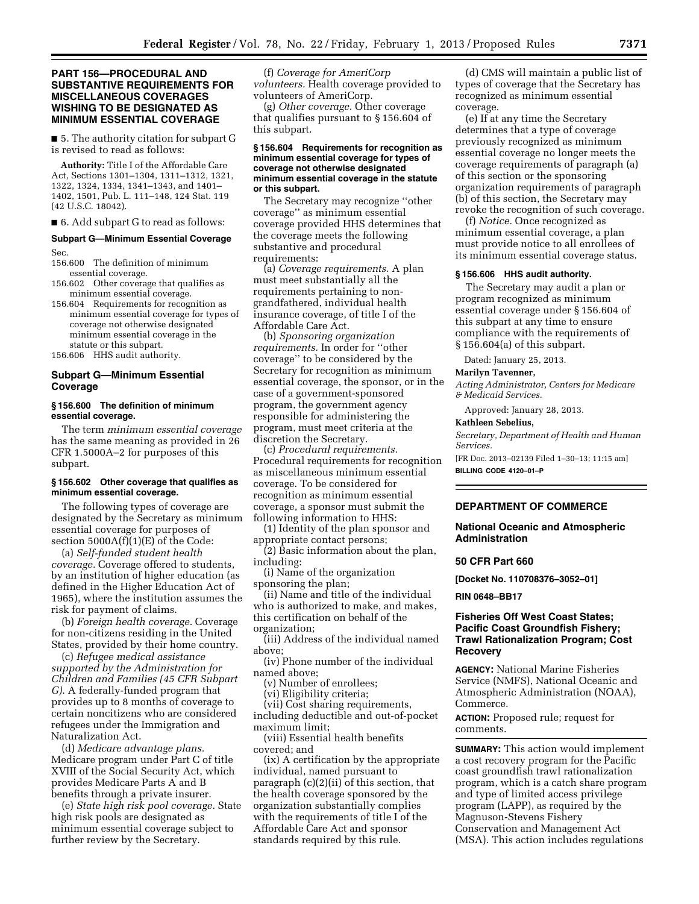## PART 156—PROCEDURAL AND SUBSTANTIVE REQUIREMENTS FOR MISCELLANEOUS COVERAGES WISHING TO BE DESIGNATED AS MINIMUM ESSENTIAL COVERAGE

■ 5. The authority citation for subpart G is revised to read as follows:

**Authority:** Title I of the Affordable Care Act, Sections 1301–1304, 1311–1312, 1321, 1322, 1324, 1334, 1341–1343, and 1401–1402, 1501, Pub. L. 111–148, 124 Stat. 119 (42 U.S.C. 18042).

■ 6. Add subpart G to read as follows:

**Subpart G—Minimum Essential Coverage**

Sec.
156.600 The definition of minimum essential coverage.
156.602 Other coverage that qualifies as minimum essential coverage.
156.604 Requirements for recognition as minimum essential coverage for types of coverage not otherwise designated minimum essential coverage in the statute or this subpart.
156.606 HHS audit authority.

### Subpart G—Minimum Essential Coverage

#### § 156.600 The definition of minimum essential coverage.

The term *minimum essential coverage* has the same meaning as provided in 26 CFR 1.5000A–2 for purposes of this subpart.

#### § 156.602 Other coverage that qualifies as minimum essential coverage.

The following types of coverage are designated by the Secretary as minimum essential coverage for purposes of section 5000A(f)(1)(E) of the Code:

(a) *Self-funded student health coverage.* Coverage offered to students, by an institution of higher education (as defined in the Higher Education Act of 1965), where the institution assumes the risk for payment of claims.

(b) *Foreign health coverage.* Coverage for non-citizens residing in the United States, provided by their home country.

(c) *Refugee medical assistance supported by the Administration for Children and Families (45 CFR Subpart G).* A federally-funded program that provides up to 8 months of coverage to certain noncitizens who are considered refugees under the Immigration and Naturalization Act.

(d) *Medicare advantage plans.* Medicare program under Part C of title XVIII of the Social Security Act, which provides Medicare Parts A and B benefits through a private insurer.

(e) *State high risk pool coverage.* State high risk pools are designated as minimum essential coverage subject to further review by the Secretary.

(f) *Coverage for AmeriCorp volunteers.* Health coverage provided to volunteers of AmeriCorp.

(g) *Other coverage.* Other coverage that qualifies pursuant to § 156.604 of this subpart.

#### § 156.604 Requirements for recognition as minimum essential coverage for types of coverage not otherwise designated minimum essential coverage in the statute or this subpart.

The Secretary may recognize ''other coverage'' as minimum essential coverage provided HHS determines that the coverage meets the following substantive and procedural requirements:

(a) *Coverage requirements.* A plan must meet substantially all the requirements pertaining to non-grandfathered, individual health insurance coverage, of title I of the Affordable Care Act.

(b) *Sponsoring organization requirements.* In order for ''other coverage'' to be considered by the Secretary for recognition as minimum essential coverage, the sponsor, or in the case of a government-sponsored program, the government agency responsible for administering the program, must meet criteria at the discretion the Secretary.

(c) *Procedural requirements.* Procedural requirements for recognition as miscellaneous minimum essential coverage. To be considered for recognition as minimum essential coverage, a sponsor must submit the following information to HHS:

(1) Identity of the plan sponsor and appropriate contact persons;

(2) Basic information about the plan, including:

(i) Name of the organization sponsoring the plan;

(ii) Name and title of the individual who is authorized to make, and makes, this certification on behalf of the organization;

(iii) Address of the individual named above;

(iv) Phone number of the individual named above;

(v) Number of enrollees;

(vi) Eligibility criteria;

(vii) Cost sharing requirements, including deductible and out-of-pocket maximum limit;

(viii) Essential health benefits covered; and

(ix) A certification by the appropriate individual, named pursuant to paragraph (c)(2)(ii) of this section, that the health coverage sponsored by the organization substantially complies with the requirements of title I of the Affordable Care Act and sponsor standards required by this rule.

(d) CMS will maintain a public list of types of coverage that the Secretary has recognized as minimum essential coverage.

(e) If at any time the Secretary determines that a type of coverage previously recognized as minimum essential coverage no longer meets the coverage requirements of paragraph (a) of this section or the sponsoring organization requirements of paragraph (b) of this section, the Secretary may revoke the recognition of such coverage.

(f) *Notice.* Once recognized as minimum essential coverage, a plan must provide notice to all enrollees of its minimum essential coverage status.

#### § 156.606 HHS audit authority.

The Secretary may audit a plan or program recognized as minimum essential coverage under § 156.604 of this subpart at any time to ensure compliance with the requirements of § 156.604(a) of this subpart.

Dated: January 25, 2013.

**Marilyn Tavenner,**

*Acting Administrator, Centers for Medicare & Medicaid Services.*

Approved: January 28, 2013.

**Kathleen Sebelius,**

*Secretary, Department of Health and Human Services.*

[FR Doc. 2013–02139 Filed 1–30–13; 11:15 am]

**BILLING CODE 4120–01–P**

## DEPARTMENT OF COMMERCE

### National Oceanic and Atmospheric Administration

### 50 CFR Part 660

**[Docket No. 110708376–3052–01]**

**RIN 0648–BB17**

### Fisheries Off West Coast States; Pacific Coast Groundfish Fishery; Trawl Rationalization Program; Cost Recovery

**AGENCY:** National Marine Fisheries Service (NMFS), National Oceanic and Atmospheric Administration (NOAA), Commerce.

**ACTION:** Proposed rule; request for comments.

**SUMMARY:** This action would implement a cost recovery program for the Pacific coast groundfish trawl rationalization program, which is a catch share program and type of limited access privilege program (LAPP), as required by the Magnuson-Stevens Fishery Conservation and Management Act (MSA). This action includes regulations